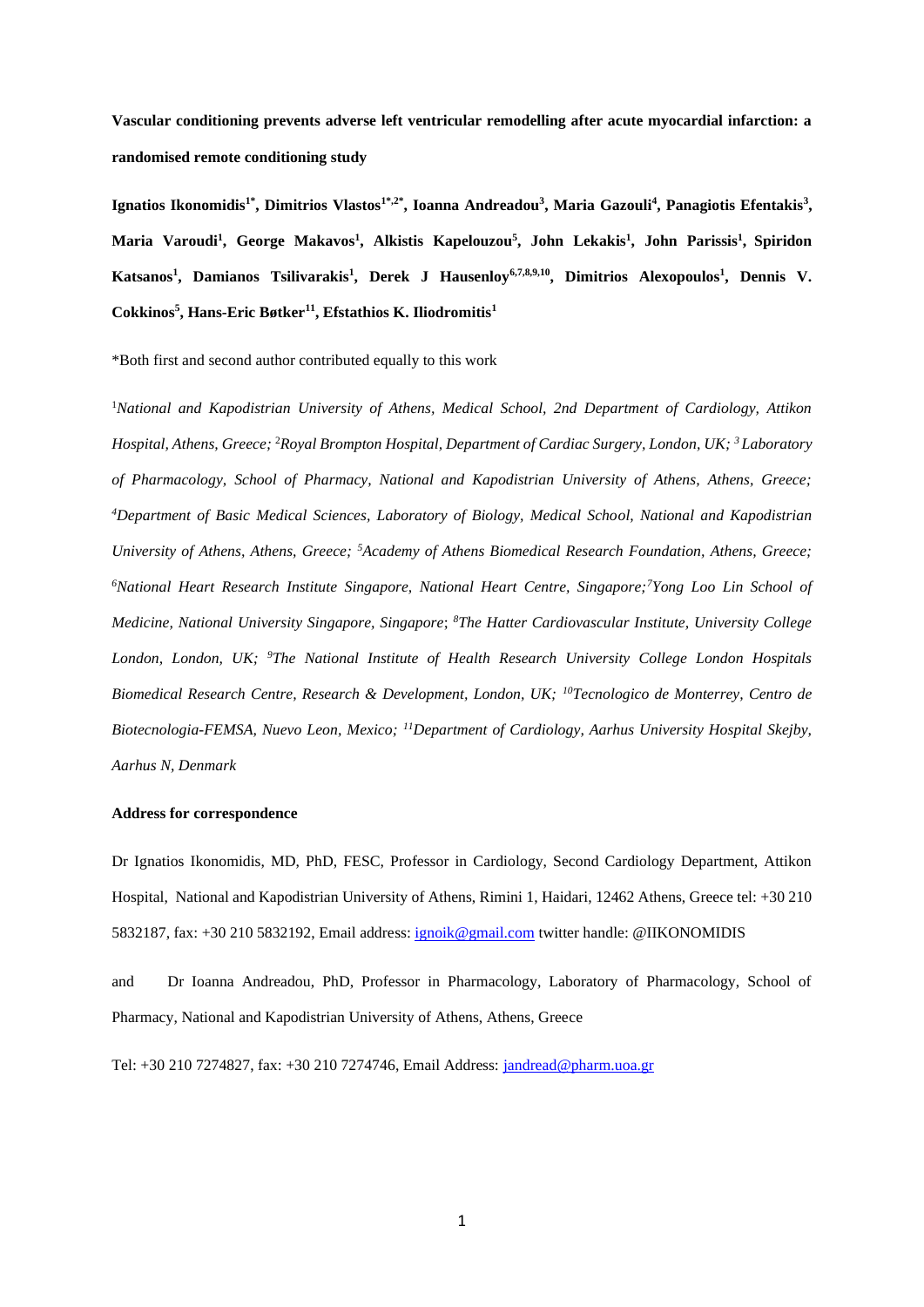**Vascular conditioning prevents adverse left ventricular remodelling after acute myocardial infarction: a randomised remote conditioning study**

**Ignatios Ikonomidis[1*], Dimitrios Vlastos[1*,2*], Ioanna Andreadou[3], Maria Gazouli[4], Panagiotis Efentakis[3], Maria Varoudi[1], George Makavos[1], Alkistis Kapelouzou[5], John Lekakis[1], John Parissis[1], Spiridon Katsanos[1], Damianos Tsilivarakis[1], Derek J Hausenloy[6,7,8,9,10], Dimitrios Alexopoulos[1], Dennis V. Cokkinos[5], Hans-Eric Bøtker[11], Efstathios K. Iliodromitis[1]**

*Both first and second author contributed equally to this work

[1]*National and Kapodistrian University of Athens, Medical School, 2nd Department of Cardiology, Attikon Hospital, Athens, Greece;* [2]*Royal Brompton Hospital, Department of Cardiac Surgery, London, UK;* [3] *Laboratory of Pharmacology, School of Pharmacy, National and Kapodistrian University of Athens, Athens, Greece;* [4]*Department of Basic Medical Sciences, Laboratory of Biology, Medical School, National and Kapodistrian University of Athens, Athens, Greece;* [5]*Academy of Athens Biomedical Research Foundation, Athens, Greece;* [6]*National Heart Research Institute Singapore, National Heart Centre, Singapore;*[7]*Yong Loo Lin School of Medicine, National University Singapore, Singapore*; [8]*The Hatter Cardiovascular Institute, University College London, London, UK;* [9]*The National Institute of Health Research University College London Hospitals Biomedical Research Centre, Research & Development, London, UK;* [10]*Tecnologico de Monterrey, Centro de Biotecnologia-FEMSA, Nuevo Leon, Mexico;* [11]*Department of Cardiology, Aarhus University Hospital Skejby, Aarhus N, Denmark*

**Address for correspondence**

Dr Ignatios Ikonomidis, MD, PhD, FESC, Professor in Cardiology, Second Cardiology Department, Attikon Hospital, National and Kapodistrian University of Athens, Rimini 1, Haidari, 12462 Athens, Greece tel: +30 210 5832187, fax: +30 210 5832192, Email address: ignoik@gmail.com twitter handle: @IIKONOMIDIS

and Dr Ioanna Andreadou, PhD, Professor in Pharmacology, Laboratory of Pharmacology, School of Pharmacy, National and Kapodistrian University of Athens, Athens, Greece

Tel: +30 210 7274827, fax: +30 210 7274746, Email Address: jandread@pharm.uoa.gr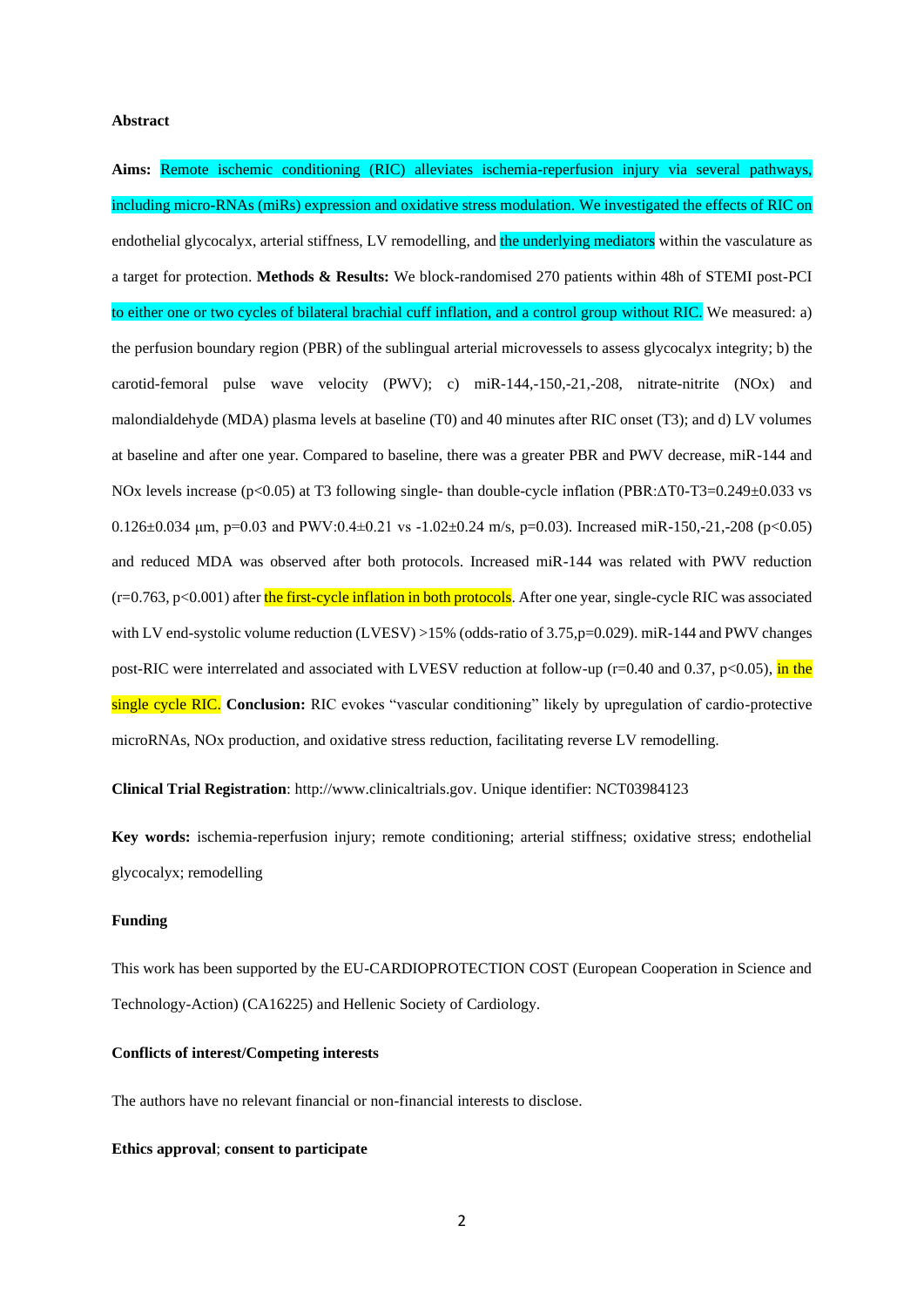## Abstract

**Aims:** Remote ischemic conditioning (RIC) alleviates ischemia-reperfusion injury via several pathways, including micro-RNAs (miRs) expression and oxidative stress modulation. We investigated the effects of RIC on endothelial glycocalyx, arterial stiffness, LV remodelling, and the underlying mediators within the vasculature as a target for protection. **Methods & Results:** We block-randomised 270 patients within 48h of STEMI post-PCI to either one or two cycles of bilateral brachial cuff inflation, and a control group without RIC. We measured: a) the perfusion boundary region (PBR) of the sublingual arterial microvessels to assess glycocalyx integrity; b) the carotid-femoral pulse wave velocity (PWV); c) miR-144,-150,-21,-208, nitrate-nitrite (NOx) and malondialdehyde (MDA) plasma levels at baseline (T0) and 40 minutes after RIC onset (T3); and d) LV volumes at baseline and after one year. Compared to baseline, there was a greater PBR and PWV decrease, miR-144 and NOx levels increase ($p<0.05$) at T3 following single- than double-cycle inflation (PBR:ΔT0-T3=0.249±0.033 vs 0.126±0.034 μm, $p=0.03$ and PWV:0.4±0.21 vs -1.02±0.24 m/s, $p=0.03$). Increased miR-150,-21,-208 ($p<0.05$) and reduced MDA was observed after both protocols. Increased miR-144 was related with PWV reduction ($r=0.763$, $p<0.001$) after the first-cycle inflation in both protocols. After one year, single-cycle RIC was associated with LV end-systolic volume reduction (LVESV) >15% (odds-ratio of 3.75,$p=0.029$). miR-144 and PWV changes post-RIC were interrelated and associated with LVESV reduction at follow-up ($r=0.40$ and 0.37, $p<0.05$), in the single cycle RIC. **Conclusion:** RIC evokes "vascular conditioning" likely by upregulation of cardio-protective microRNAs, NOx production, and oxidative stress reduction, facilitating reverse LV remodelling.

**Clinical Trial Registration**: http://www.clinicaltrials.gov. Unique identifier: NCT03984123

**Key words:** ischemia-reperfusion injury; remote conditioning; arterial stiffness; oxidative stress; endothelial glycocalyx; remodelling

**Funding**

This work has been supported by the EU-CARDIOPROTECTION COST (European Cooperation in Science and Technology-Action) (CA16225) and Hellenic Society of Cardiology.

**Conflicts of interest/Competing interests**

The authors have no relevant financial or non-financial interests to disclose.

**Ethics approval**; **consent to participate**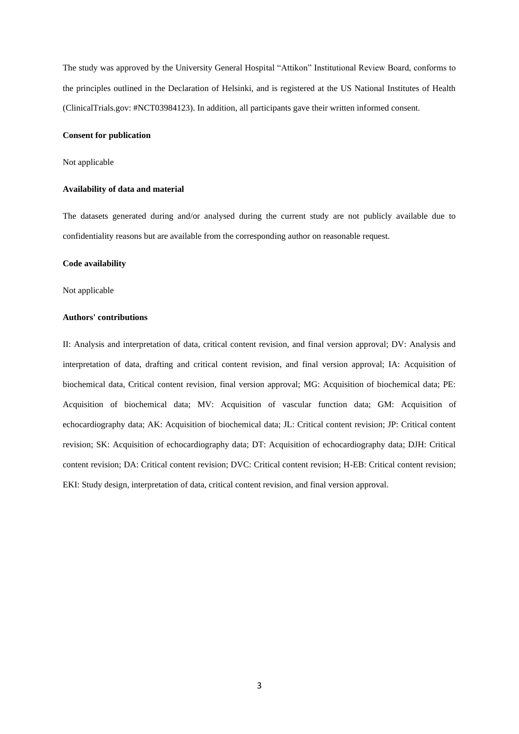The study was approved by the University General Hospital "Attikon" Institutional Review Board, conforms to the principles outlined in the Declaration of Helsinki, and is registered at the US National Institutes of Health (ClinicalTrials.gov: #NCT03984123). In addition, all participants gave their written informed consent.

**Consent for publication**

Not applicable

**Availability of data and material**

The datasets generated during and/or analysed during the current study are not publicly available due to confidentiality reasons but are available from the corresponding author on reasonable request.

**Code availability**

Not applicable

**Authors' contributions**

II: Analysis and interpretation of data, critical content revision, and final version approval; DV: Analysis and interpretation of data, drafting and critical content revision, and final version approval; IA: Acquisition of biochemical data, Critical content revision, final version approval; MG: Acquisition of biochemical data; PE: Acquisition of biochemical data; MV: Acquisition of vascular function data; GM: Acquisition of echocardiography data; AK: Acquisition of biochemical data; JL: Critical content revision; JP: Critical content revision; SK: Acquisition of echocardiography data; DT: Acquisition of echocardiography data; DJH: Critical content revision; DA: Critical content revision; DVC: Critical content revision; H-EB: Critical content revision; EKI: Study design, interpretation of data, critical content revision, and final version approval.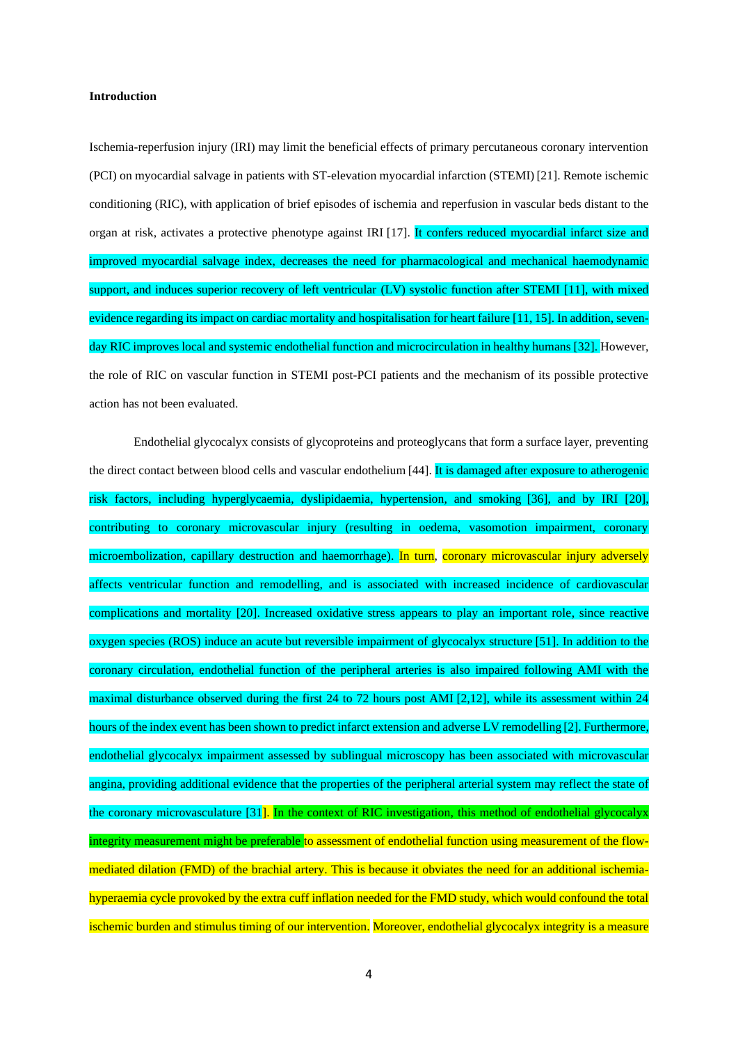**Introduction**

Ischemia-reperfusion injury (IRI) may limit the beneficial effects of primary percutaneous coronary intervention (PCI) on myocardial salvage in patients with ST-elevation myocardial infarction (STEMI) [21]. Remote ischemic conditioning (RIC), with application of brief episodes of ischemia and reperfusion in vascular beds distant to the organ at risk, activates a protective phenotype against IRI [17]. It confers reduced myocardial infarct size and improved myocardial salvage index, decreases the need for pharmacological and mechanical haemodynamic support, and induces superior recovery of left ventricular (LV) systolic function after STEMI [11], with mixed evidence regarding its impact on cardiac mortality and hospitalisation for heart failure [11, 15]. In addition, seven-day RIC improves local and systemic endothelial function and microcirculation in healthy humans [32]. However, the role of RIC on vascular function in STEMI post-PCI patients and the mechanism of its possible protective action has not been evaluated.

Endothelial glycocalyx consists of glycoproteins and proteoglycans that form a surface layer, preventing the direct contact between blood cells and vascular endothelium [44]. It is damaged after exposure to atherogenic risk factors, including hyperglycaemia, dyslipidaemia, hypertension, and smoking [36], and by IRI [20], contributing to coronary microvascular injury (resulting in oedema, vasomotion impairment, coronary microembolization, capillary destruction and haemorrhage). In turn, coronary microvascular injury adversely affects ventricular function and remodelling, and is associated with increased incidence of cardiovascular complications and mortality [20]. Increased oxidative stress appears to play an important role, since reactive oxygen species (ROS) induce an acute but reversible impairment of glycocalyx structure [51]. In addition to the coronary circulation, endothelial function of the peripheral arteries is also impaired following AMI with the maximal disturbance observed during the first 24 to 72 hours post AMI [2,12], while its assessment within 24 hours of the index event has been shown to predict infarct extension and adverse LV remodelling [2]. Furthermore, endothelial glycocalyx impairment assessed by sublingual microscopy has been associated with microvascular angina, providing additional evidence that the properties of the peripheral arterial system may reflect the state of the coronary microvasculature [31]. In the context of RIC investigation, this method of endothelial glycocalyx integrity measurement might be preferable to assessment of endothelial function using measurement of the flow-mediated dilation (FMD) of the brachial artery. This is because it obviates the need for an additional ischemia-hyperaemia cycle provoked by the extra cuff inflation needed for the FMD study, which would confound the total ischemic burden and stimulus timing of our intervention. Moreover, endothelial glycocalyx integrity is a measure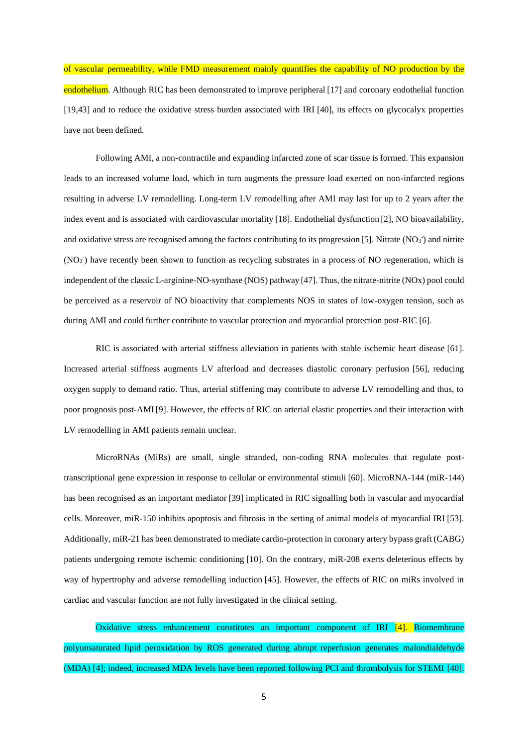of vascular permeability, while FMD measurement mainly quantifies the capability of NO production by the endothelium. Although RIC has been demonstrated to improve peripheral [17] and coronary endothelial function [19,43] and to reduce the oxidative stress burden associated with IRI [40], its effects on glycocalyx properties have not been defined.

Following AMI, a non-contractile and expanding infarcted zone of scar tissue is formed. This expansion leads to an increased volume load, which in turn augments the pressure load exerted on non-infarcted regions resulting in adverse LV remodelling. Long-term LV remodelling after AMI may last for up to 2 years after the index event and is associated with cardiovascular mortality [18]. Endothelial dysfunction [2], NO bioavailability, and oxidative stress are recognised among the factors contributing to its progression [5]. Nitrate ($NO_3^-$) and nitrite ($NO_2^-$) have recently been shown to function as recycling substrates in a process of NO regeneration, which is independent of the classic L-arginine-NO-synthase (NOS) pathway [47]. Thus, the nitrate-nitrite (NOx) pool could be perceived as a reservoir of NO bioactivity that complements NOS in states of low-oxygen tension, such as during AMI and could further contribute to vascular protection and myocardial protection post-RIC [6].

RIC is associated with arterial stiffness alleviation in patients with stable ischemic heart disease [61]. Increased arterial stiffness augments LV afterload and decreases diastolic coronary perfusion [56], reducing oxygen supply to demand ratio. Thus, arterial stiffening may contribute to adverse LV remodelling and thus, to poor prognosis post-AMI [9]. However, the effects of RIC on arterial elastic properties and their interaction with LV remodelling in AMI patients remain unclear.

MicroRNAs (MiRs) are small, single stranded, non-coding RNA molecules that regulate post-transcriptional gene expression in response to cellular or environmental stimuli [60]. MicroRNA-144 (miR-144) has been recognised as an important mediator [39] implicated in RIC signalling both in vascular and myocardial cells. Moreover, miR-150 inhibits apoptosis and fibrosis in the setting of animal models of myocardial IRI [53]. Additionally, miR-21 has been demonstrated to mediate cardio-protection in coronary artery bypass graft (CABG) patients undergoing remote ischemic conditioning [10]. On the contrary, miR-208 exerts deleterious effects by way of hypertrophy and adverse remodelling induction [45]. However, the effects of RIC on miRs involved in cardiac and vascular function are not fully investigated in the clinical setting.

Oxidative stress enhancement constitutes an important component of IRI [4]. Biomembrane polyunsaturated lipid peroxidation by ROS generated during abrupt reperfusion generates malondialdehyde (MDA) [4]; indeed, increased MDA levels have been reported following PCI and thrombolysis for STEMI [40].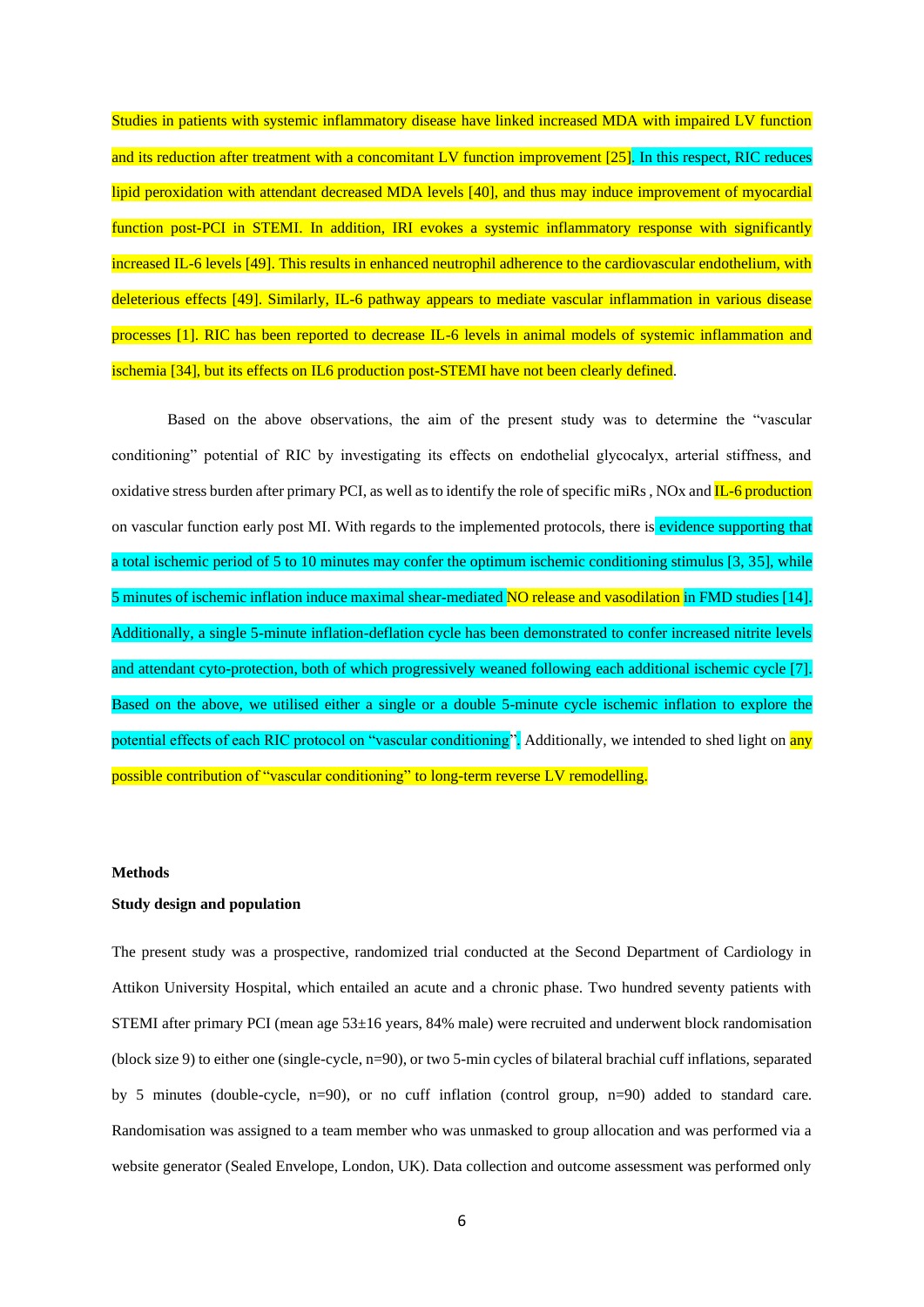Studies in patients with systemic inflammatory disease have linked increased MDA with impaired LV function and its reduction after treatment with a concomitant LV function improvement [25]. In this respect, RIC reduces lipid peroxidation with attendant decreased MDA levels [40], and thus may induce improvement of myocardial function post-PCI in STEMI. In addition, IRI evokes a systemic inflammatory response with significantly increased IL-6 levels [49]. This results in enhanced neutrophil adherence to the cardiovascular endothelium, with deleterious effects [49]. Similarly, IL-6 pathway appears to mediate vascular inflammation in various disease processes [1]. RIC has been reported to decrease IL-6 levels in animal models of systemic inflammation and ischemia [34], but its effects on IL6 production post-STEMI have not been clearly defined.

Based on the above observations, the aim of the present study was to determine the "vascular conditioning" potential of RIC by investigating its effects on endothelial glycocalyx, arterial stiffness, and oxidative stress burden after primary PCI, as well as to identify the role of specific miRs , NOx and IL-6 production on vascular function early post MI. With regards to the implemented protocols, there is evidence supporting that a total ischemic period of 5 to 10 minutes may confer the optimum ischemic conditioning stimulus [3, 35], while 5 minutes of ischemic inflation induce maximal shear-mediated NO release and vasodilation in FMD studies [14]. Additionally, a single 5-minute inflation-deflation cycle has been demonstrated to confer increased nitrite levels and attendant cyto-protection, both of which progressively weaned following each additional ischemic cycle [7]. Based on the above, we utilised either a single or a double 5-minute cycle ischemic inflation to explore the potential effects of each RIC protocol on "vascular conditioning". Additionally, we intended to shed light on any possible contribution of "vascular conditioning" to long-term reverse LV remodelling.

## Methods

### Study design and population

The present study was a prospective, randomized trial conducted at the Second Department of Cardiology in Attikon University Hospital, which entailed an acute and a chronic phase. Two hundred seventy patients with STEMI after primary PCI (mean age 53±16 years, 84% male) were recruited and underwent block randomisation (block size 9) to either one (single-cycle, n=90), or two 5-min cycles of bilateral brachial cuff inflations, separated by 5 minutes (double-cycle, n=90), or no cuff inflation (control group, n=90) added to standard care. Randomisation was assigned to a team member who was unmasked to group allocation and was performed via a website generator (Sealed Envelope, London, UK). Data collection and outcome assessment was performed only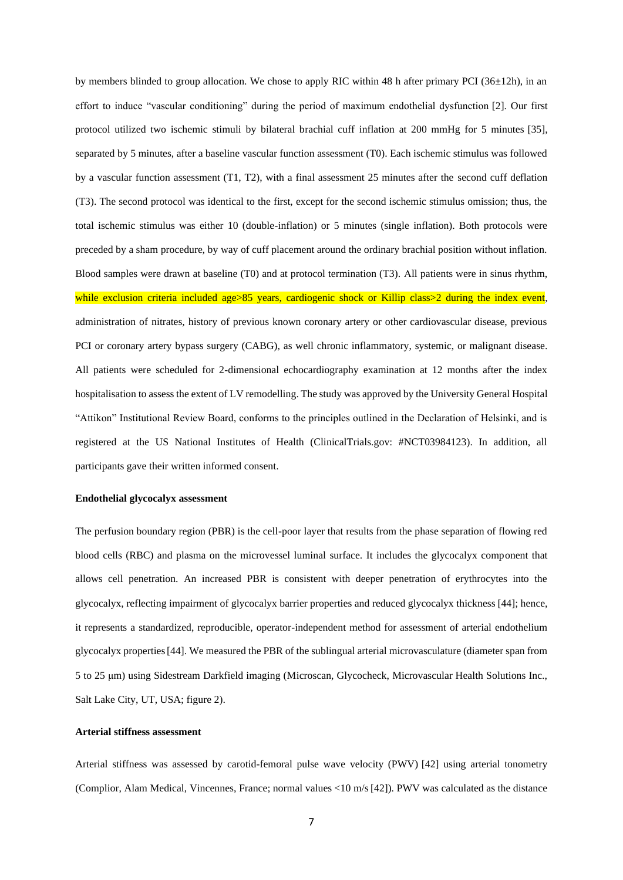by members blinded to group allocation. We chose to apply RIC within 48 h after primary PCI (36±12h), in an effort to induce "vascular conditioning" during the period of maximum endothelial dysfunction [2]. Our first protocol utilized two ischemic stimuli by bilateral brachial cuff inflation at 200 mmHg for 5 minutes [35], separated by 5 minutes, after a baseline vascular function assessment (T0). Each ischemic stimulus was followed by a vascular function assessment (T1, T2), with a final assessment 25 minutes after the second cuff deflation (T3). The second protocol was identical to the first, except for the second ischemic stimulus omission; thus, the total ischemic stimulus was either 10 (double-inflation) or 5 minutes (single inflation). Both protocols were preceded by a sham procedure, by way of cuff placement around the ordinary brachial position without inflation. Blood samples were drawn at baseline (T0) and at protocol termination (T3). All patients were in sinus rhythm, while exclusion criteria included age>85 years, cardiogenic shock or Killip class>2 during the index event, administration of nitrates, history of previous known coronary artery or other cardiovascular disease, previous PCI or coronary artery bypass surgery (CABG), as well chronic inflammatory, systemic, or malignant disease. All patients were scheduled for 2-dimensional echocardiography examination at 12 months after the index hospitalisation to assess the extent of LV remodelling. The study was approved by the University General Hospital "Attikon" Institutional Review Board, conforms to the principles outlined in the Declaration of Helsinki, and is registered at the US National Institutes of Health (ClinicalTrials.gov: #NCT03984123). In addition, all participants gave their written informed consent.

**Endothelial glycocalyx assessment**

The perfusion boundary region (PBR) is the cell-poor layer that results from the phase separation of flowing red blood cells (RBC) and plasma on the microvessel luminal surface. It includes the glycocalyx component that allows cell penetration. An increased PBR is consistent with deeper penetration of erythrocytes into the glycocalyx, reflecting impairment of glycocalyx barrier properties and reduced glycocalyx thickness [44]; hence, it represents a standardized, reproducible, operator-independent method for assessment of arterial endothelium glycocalyx properties [44]. We measured the PBR of the sublingual arterial microvasculature (diameter span from 5 to 25 μm) using Sidestream Darkfield imaging (Microscan, Glycocheck, Microvascular Health Solutions Inc., Salt Lake City, UT, USA; figure 2).

**Arterial stiffness assessment**

Arterial stiffness was assessed by carotid-femoral pulse wave velocity (PWV) [42] using arterial tonometry (Complior, Alam Medical, Vincennes, France; normal values <10 m/s [42]). PWV was calculated as the distance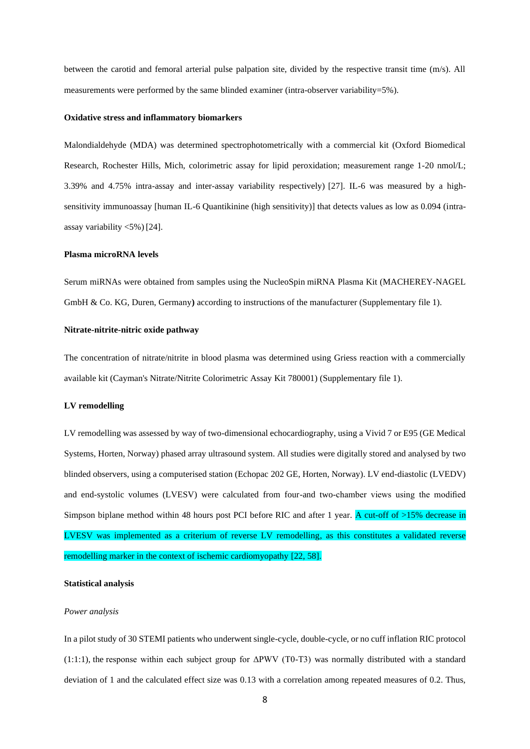between the carotid and femoral arterial pulse palpation site, divided by the respective transit time (m/s). All measurements were performed by the same blinded examiner (intra-observer variability=5%).

**Oxidative stress and inflammatory biomarkers**

Malondialdehyde (MDA) was determined spectrophotometrically with a commercial kit (Oxford Biomedical Research, Rochester Hills, Mich, colorimetric assay for lipid peroxidation; measurement range 1-20 nmol/L; 3.39% and 4.75% intra-assay and inter-assay variability respectively) [27]. IL-6 was measured by a high-sensitivity immunoassay [human IL-6 Quantikinine (high sensitivity)] that detects values as low as 0.094 (intra-assay variability <5%) [24].

**Plasma microRNA levels**

Serum miRNAs were obtained from samples using the NucleoSpin miRNA Plasma Kit (MACHEREY-NAGEL GmbH & Co. KG, Duren, Germany**)** according to instructions of the manufacturer (Supplementary file 1).

**Nitrate-nitrite-nitric oxide pathway**

The concentration of nitrate/nitrite in blood plasma was determined using Griess reaction with a commercially available kit (Cayman's Nitrate/Nitrite Colorimetric Assay Kit 780001) (Supplementary file 1).

**LV remodelling**

LV remodelling was assessed by way of two-dimensional echocardiography, using a Vivid 7 or E95 (GE Medical Systems, Horten, Norway) phased array ultrasound system. All studies were digitally stored and analysed by two blinded observers, using a computerised station (Echopac 202 GE, Horten, Norway). LV end-diastolic (LVEDV) and end-systolic volumes (LVESV) were calculated from four-and two-chamber views using the modified Simpson biplane method within 48 hours post PCI before RIC and after 1 year. A cut-off of >15% decrease in LVESV was implemented as a criterium of reverse LV remodelling, as this constitutes a validated reverse remodelling marker in the context of ischemic cardiomyopathy [22, 58].

**Statistical analysis**

*Power analysis*

In a pilot study of 30 STEMI patients who underwent single-cycle, double-cycle, or no cuff inflation RIC protocol (1:1:1), the response within each subject group for ΔPWV (T0-T3) was normally distributed with a standard deviation of 1 and the calculated effect size was 0.13 with a correlation among repeated measures of 0.2. Thus,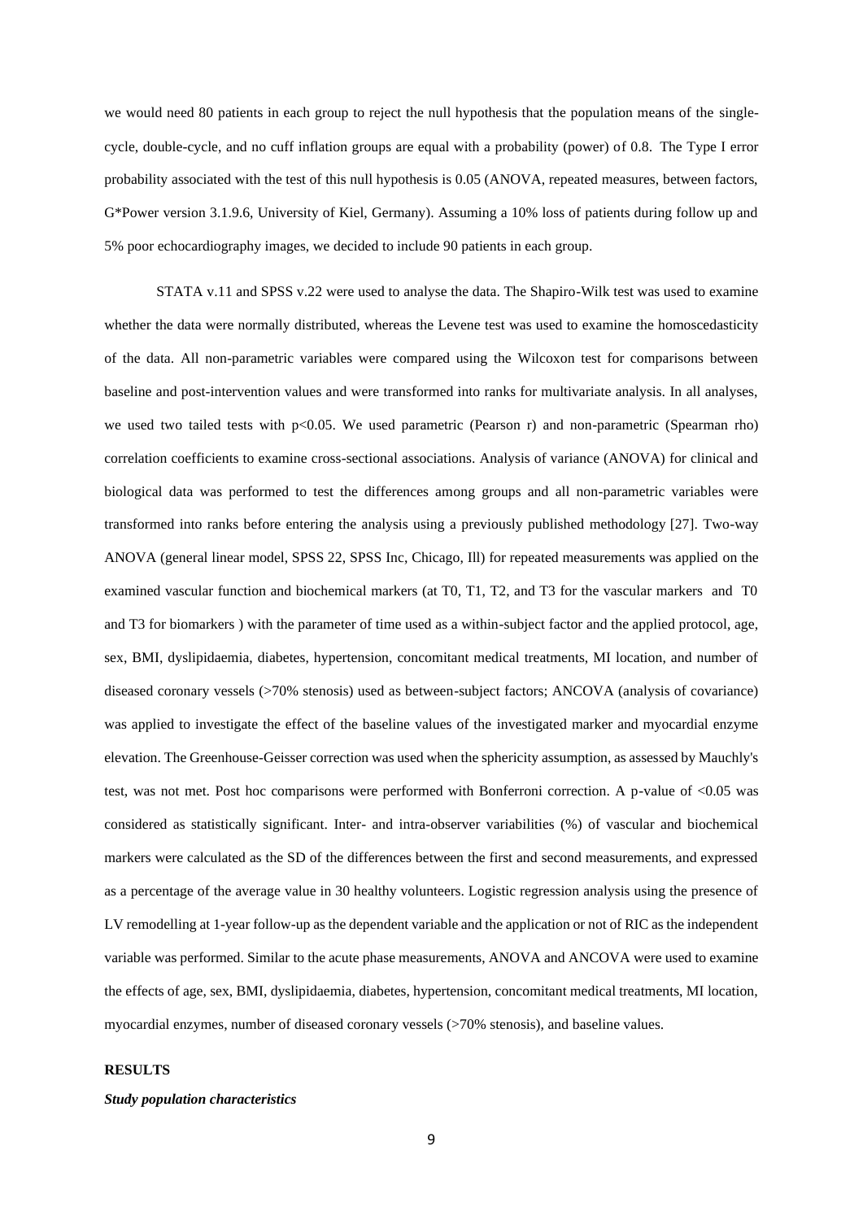we would need 80 patients in each group to reject the null hypothesis that the population means of the single-cycle, double-cycle, and no cuff inflation groups are equal with a probability (power) of 0.8. The Type I error probability associated with the test of this null hypothesis is 0.05 (ANOVA, repeated measures, between factors, G*Power version 3.1.9.6, University of Kiel, Germany). Assuming a 10% loss of patients during follow up and 5% poor echocardiography images, we decided to include 90 patients in each group.

STATA v.11 and SPSS v.22 were used to analyse the data. The Shapiro-Wilk test was used to examine whether the data were normally distributed, whereas the Levene test was used to examine the homoscedasticity of the data. All non-parametric variables were compared using the Wilcoxon test for comparisons between baseline and post-intervention values and were transformed into ranks for multivariate analysis. In all analyses, we used two tailed tests with $p<0.05$. We used parametric (Pearson r) and non-parametric (Spearman rho) correlation coefficients to examine cross-sectional associations. Analysis of variance (ANOVA) for clinical and biological data was performed to test the differences among groups and all non-parametric variables were transformed into ranks before entering the analysis using a previously published methodology [27]. Two-way ANOVA (general linear model, SPSS 22, SPSS Inc, Chicago, Ill) for repeated measurements was applied on the examined vascular function and biochemical markers (at T0, T1, T2, and T3 for the vascular markers and T0 and T3 for biomarkers ) with the parameter of time used as a within-subject factor and the applied protocol, age, sex, BMI, dyslipidaemia, diabetes, hypertension, concomitant medical treatments, MI location, and number of diseased coronary vessels (>70% stenosis) used as between-subject factors; ANCOVA (analysis of covariance) was applied to investigate the effect of the baseline values of the investigated marker and myocardial enzyme elevation. The Greenhouse-Geisser correction was used when the sphericity assumption, as assessed by Mauchly's test, was not met. Post hoc comparisons were performed with Bonferroni correction. A p-value of $<0.05$ was considered as statistically significant. Inter- and intra-observer variabilities (%) of vascular and biochemical markers were calculated as the SD of the differences between the first and second measurements, and expressed as a percentage of the average value in 30 healthy volunteers. Logistic regression analysis using the presence of LV remodelling at 1-year follow-up as the dependent variable and the application or not of RIC as the independent variable was performed. Similar to the acute phase measurements, ANOVA and ANCOVA were used to examine the effects of age, sex, BMI, dyslipidaemia, diabetes, hypertension, concomitant medical treatments, MI location, myocardial enzymes, number of diseased coronary vessels (>70% stenosis), and baseline values.

## RESULTS

### *Study population characteristics*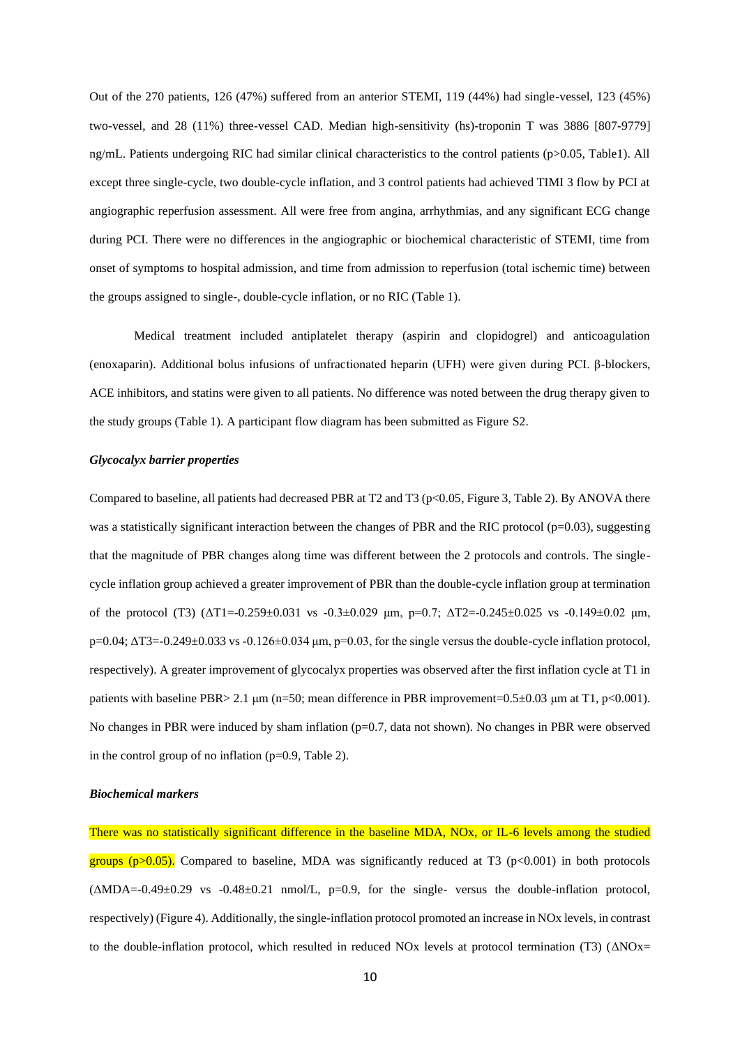Out of the 270 patients, 126 (47%) suffered from an anterior STEMI, 119 (44%) had single-vessel, 123 (45%) two-vessel, and 28 (11%) three-vessel CAD. Median high-sensitivity (hs)-troponin T was 3886 [807-9779] ng/mL. Patients undergoing RIC had similar clinical characteristics to the control patients ($p>0.05$, Table1). All except three single-cycle, two double-cycle inflation, and 3 control patients had achieved TIMI 3 flow by PCI at angiographic reperfusion assessment. All were free from angina, arrhythmias, and any significant ECG change during PCI. There were no differences in the angiographic or biochemical characteristic of STEMI, time from onset of symptoms to hospital admission, and time from admission to reperfusion (total ischemic time) between the groups assigned to single-, double-cycle inflation, or no RIC (Table 1).

Medical treatment included antiplatelet therapy (aspirin and clopidogrel) and anticoagulation (enoxaparin). Additional bolus infusions of unfractionated heparin (UFH) were given during PCI. β-blockers, ACE inhibitors, and statins were given to all patients. No difference was noted between the drug therapy given to the study groups (Table 1). A participant flow diagram has been submitted as Figure S2.

### *Glycocalyx barrier properties*

Compared to baseline, all patients had decreased PBR at T2 and T3 ($p<0.05$, Figure 3, Table 2). By ANOVA there was a statistically significant interaction between the changes of PBR and the RIC protocol ($p=0.03$), suggesting that the magnitude of PBR changes along time was different between the 2 protocols and controls. The single-cycle inflation group achieved a greater improvement of PBR than the double-cycle inflation group at termination of the protocol (T3) ($\Delta T1=-0.259\pm0.031$ vs $-0.3\pm0.029$ μm, $p=0.7$; $\Delta T2=-0.245\pm0.025$ vs $-0.149\pm0.02$ μm, $p=0.04$; $\Delta T3=-0.249\pm0.033$ vs $-0.126\pm0.034$ μm, $p=0.03$, for the single versus the double-cycle inflation protocol, respectively). A greater improvement of glycocalyx properties was observed after the first inflation cycle at T1 in patients with baseline PBR> 2.1 μm (n=50; mean difference in PBR improvement=$0.5\pm0.03$ μm at T1, $p<0.001$). No changes in PBR were induced by sham inflation ($p=0.7$, data not shown). No changes in PBR were observed in the control group of no inflation ($p=0.9$, Table 2).

### *Biochemical markers*

There was no statistically significant difference in the baseline MDA, NOx, or IL-6 levels among the studied groups ($p>0.05$). Compared to baseline, MDA was significantly reduced at T3 ($p<0.001$) in both protocols ($\Delta MDA=-0.49\pm0.29$ vs $-0.48\pm0.21$ nmol/L, $p=0.9$, for the single- versus the double-inflation protocol, respectively) (Figure 4). Additionally, the single-inflation protocol promoted an increase in NOx levels, in contrast to the double-inflation protocol, which resulted in reduced NOx levels at protocol termination (T3) ($\Delta NOx=$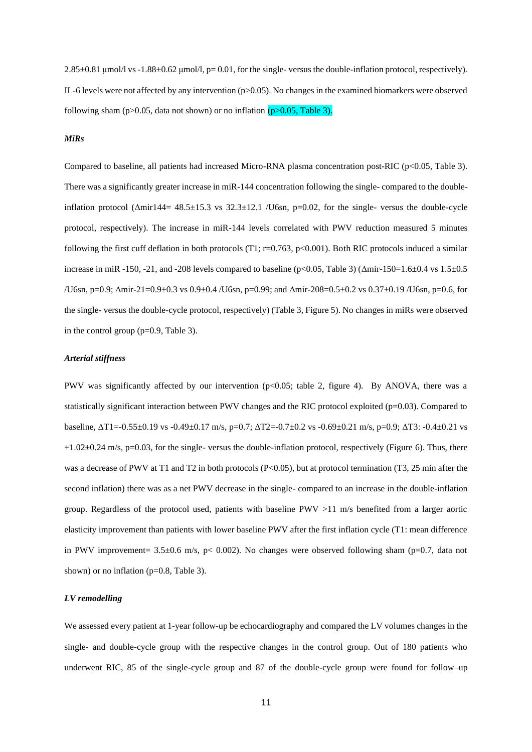2.85±0.81 μmol/l vs -1.88±0.62 μmol/l, p= 0.01, for the single- versus the double-inflation protocol, respectively). IL-6 levels were not affected by any intervention (p>0.05). No changes in the examined biomarkers were observed following sham (p>0.05, data not shown) or no inflation (p>0.05, Table 3).

***MiRs***

Compared to baseline, all patients had increased Micro-RNA plasma concentration post-RIC (p<0.05, Table 3). There was a significantly greater increase in miR-144 concentration following the single- compared to the double-inflation protocol (Δmir144= 48.5±15.3 vs 32.3±12.1 /U6sn, p=0.02, for the single- versus the double-cycle protocol, respectively). The increase in miR-144 levels correlated with PWV reduction measured 5 minutes following the first cuff deflation in both protocols (T1; r=0.763, p<0.001). Both RIC protocols induced a similar increase in miR -150, -21, and -208 levels compared to baseline (p<0.05, Table 3) (Δmir-150=1.6±0.4 vs 1.5±0.5 /U6sn, p=0.9; Δmir-21=0.9±0.3 vs 0.9±0.4 /U6sn, p=0.99; and Δmir-208=0.5±0.2 vs 0.37±0.19 /U6sn, p=0.6, for the single- versus the double-cycle protocol, respectively) (Table 3, Figure 5). No changes in miRs were observed in the control group (p=0.9, Table 3).

***Arterial stiffness***

PWV was significantly affected by our intervention (p<0.05; table 2, figure 4). By ANOVA, there was a statistically significant interaction between PWV changes and the RIC protocol exploited (p=0.03). Compared to baseline, ΔT1=-0.55±0.19 vs -0.49±0.17 m/s, p=0.7; ΔT2=-0.7±0.2 vs -0.69±0.21 m/s, p=0.9; ΔT3: -0.4±0.21 vs +1.02±0.24 m/s, p=0.03, for the single- versus the double-inflation protocol, respectively (Figure 6). Thus, there was a decrease of PWV at T1 and T2 in both protocols (P<0.05), but at protocol termination (T3, 25 min after the second inflation) there was as a net PWV decrease in the single- compared to an increase in the double-inflation group. Regardless of the protocol used, patients with baseline PWV >11 m/s benefited from a larger aortic elasticity improvement than patients with lower baseline PWV after the first inflation cycle (T1: mean difference in PWV improvement= 3.5±0.6 m/s, p< 0.002). No changes were observed following sham (p=0.7, data not shown) or no inflation (p=0.8, Table 3).

***LV remodelling***

We assessed every patient at 1-year follow-up be echocardiography and compared the LV volumes changes in the single- and double-cycle group with the respective changes in the control group. Out of 180 patients who underwent RIC, 85 of the single-cycle group and 87 of the double-cycle group were found for follow–up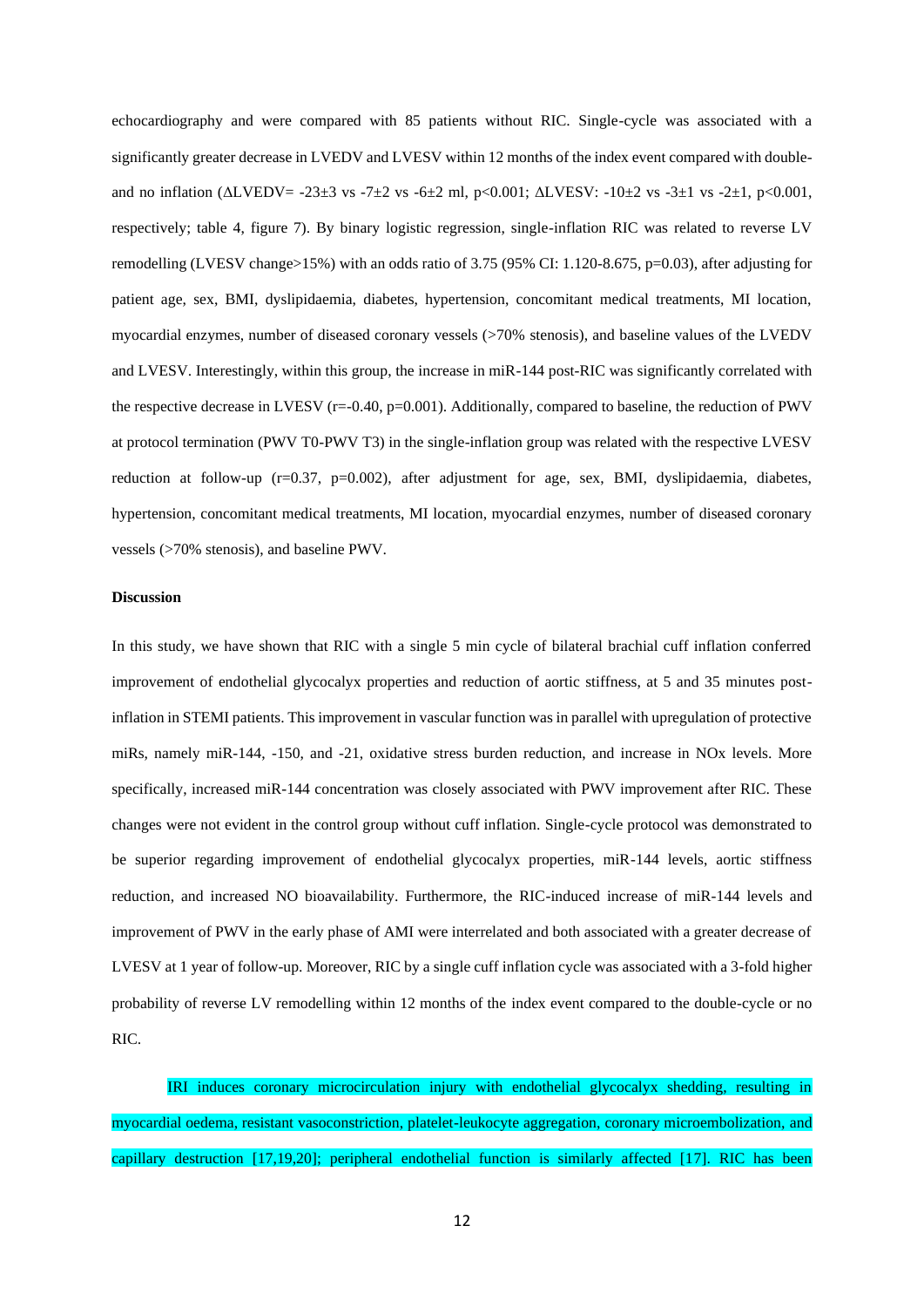echocardiography and were compared with 85 patients without RIC. Single-cycle was associated with a significantly greater decrease in LVEDV and LVESV within 12 months of the index event compared with double- and no inflation (ΔLVEDV= -23±3 vs -7±2 vs -6±2 ml, $p<0.001$; ΔLVESV: -10±2 vs -3±1 vs -2±1, $p<0.001$, respectively; table 4, figure 7). By binary logistic regression, single-inflation RIC was related to reverse LV remodelling (LVESV change>15%) with an odds ratio of 3.75 (95% CI: 1.120-8.675, $p=0.03$), after adjusting for patient age, sex, BMI, dyslipidaemia, diabetes, hypertension, concomitant medical treatments, MI location, myocardial enzymes, number of diseased coronary vessels (>70% stenosis), and baseline values of the LVEDV and LVESV. Interestingly, within this group, the increase in miR-144 post-RIC was significantly correlated with the respective decrease in LVESV ($r=-0.40$, $p=0.001$). Additionally, compared to baseline, the reduction of PWV at protocol termination (PWV T0-PWV T3) in the single-inflation group was related with the respective LVESV reduction at follow-up ($r=0.37$, $p=0.002$), after adjustment for age, sex, BMI, dyslipidaemia, diabetes, hypertension, concomitant medical treatments, MI location, myocardial enzymes, number of diseased coronary vessels (>70% stenosis), and baseline PWV.

**Discussion**

In this study, we have shown that RIC with a single 5 min cycle of bilateral brachial cuff inflation conferred improvement of endothelial glycocalyx properties and reduction of aortic stiffness, at 5 and 35 minutes post-inflation in STEMI patients. This improvement in vascular function was in parallel with upregulation of protective miRs, namely miR-144, -150, and -21, oxidative stress burden reduction, and increase in NOx levels. More specifically, increased miR-144 concentration was closely associated with PWV improvement after RIC. These changes were not evident in the control group without cuff inflation. Single-cycle protocol was demonstrated to be superior regarding improvement of endothelial glycocalyx properties, miR-144 levels, aortic stiffness reduction, and increased NO bioavailability. Furthermore, the RIC-induced increase of miR-144 levels and improvement of PWV in the early phase of AMI were interrelated and both associated with a greater decrease of LVESV at 1 year of follow-up. Moreover, RIC by a single cuff inflation cycle was associated with a 3-fold higher probability of reverse LV remodelling within 12 months of the index event compared to the double-cycle or no RIC.

IRI induces coronary microcirculation injury with endothelial glycocalyx shedding, resulting in myocardial oedema, resistant vasoconstriction, platelet-leukocyte aggregation, coronary microembolization, and capillary destruction [17,19,20]; peripheral endothelial function is similarly affected [17]. RIC has been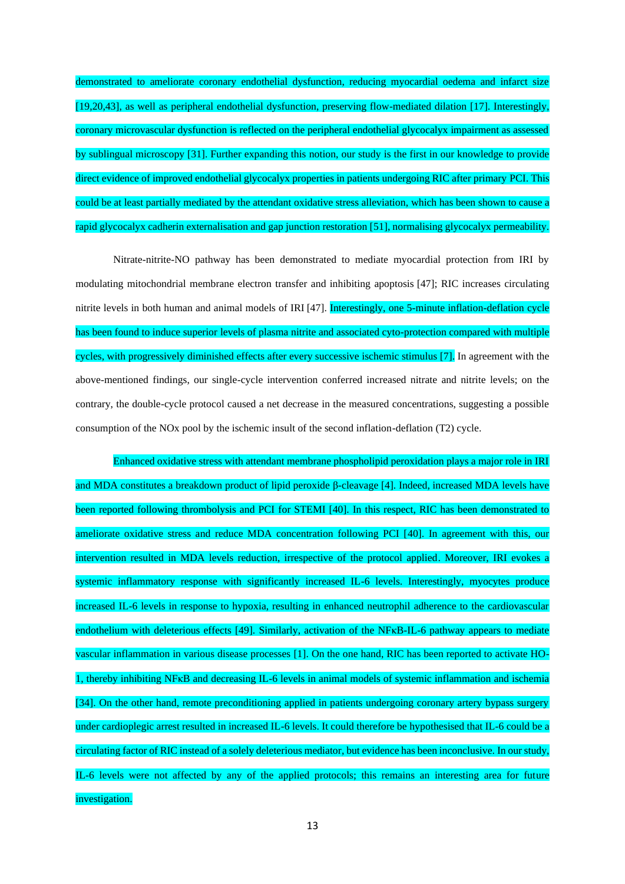demonstrated to ameliorate coronary endothelial dysfunction, reducing myocardial oedema and infarct size [19,20,43], as well as peripheral endothelial dysfunction, preserving flow-mediated dilation [17]. Interestingly, coronary microvascular dysfunction is reflected on the peripheral endothelial glycocalyx impairment as assessed by sublingual microscopy [31]. Further expanding this notion, our study is the first in our knowledge to provide direct evidence of improved endothelial glycocalyx properties in patients undergoing RIC after primary PCI. This could be at least partially mediated by the attendant oxidative stress alleviation, which has been shown to cause a rapid glycocalyx cadherin externalisation and gap junction restoration [51], normalising glycocalyx permeability.

Nitrate-nitrite-NO pathway has been demonstrated to mediate myocardial protection from IRI by modulating mitochondrial membrane electron transfer and inhibiting apoptosis [47]; RIC increases circulating nitrite levels in both human and animal models of IRI [47]. Interestingly, one 5-minute inflation-deflation cycle has been found to induce superior levels of plasma nitrite and associated cyto-protection compared with multiple cycles, with progressively diminished effects after every successive ischemic stimulus [7]. In agreement with the above-mentioned findings, our single-cycle intervention conferred increased nitrate and nitrite levels; on the contrary, the double-cycle protocol caused a net decrease in the measured concentrations, suggesting a possible consumption of the NOx pool by the ischemic insult of the second inflation-deflation (T2) cycle.

Enhanced oxidative stress with attendant membrane phospholipid peroxidation plays a major role in IRI and MDA constitutes a breakdown product of lipid peroxide β-cleavage [4]. Indeed, increased MDA levels have been reported following thrombolysis and PCI for STEMI [40]. In this respect, RIC has been demonstrated to ameliorate oxidative stress and reduce MDA concentration following PCI [40]. In agreement with this, our intervention resulted in MDA levels reduction, irrespective of the protocol applied. Moreover, IRI evokes a systemic inflammatory response with significantly increased IL-6 levels. Interestingly, myocytes produce increased IL-6 levels in response to hypoxia, resulting in enhanced neutrophil adherence to the cardiovascular endothelium with deleterious effects [49]. Similarly, activation of the NFκB-IL-6 pathway appears to mediate vascular inflammation in various disease processes [1]. On the one hand, RIC has been reported to activate HO-1, thereby inhibiting NFκB and decreasing IL-6 levels in animal models of systemic inflammation and ischemia [34]. On the other hand, remote preconditioning applied in patients undergoing coronary artery bypass surgery under cardioplegic arrest resulted in increased IL-6 levels. It could therefore be hypothesised that IL-6 could be a circulating factor of RIC instead of a solely deleterious mediator, but evidence has been inconclusive. In our study, IL-6 levels were not affected by any of the applied protocols; this remains an interesting area for future investigation.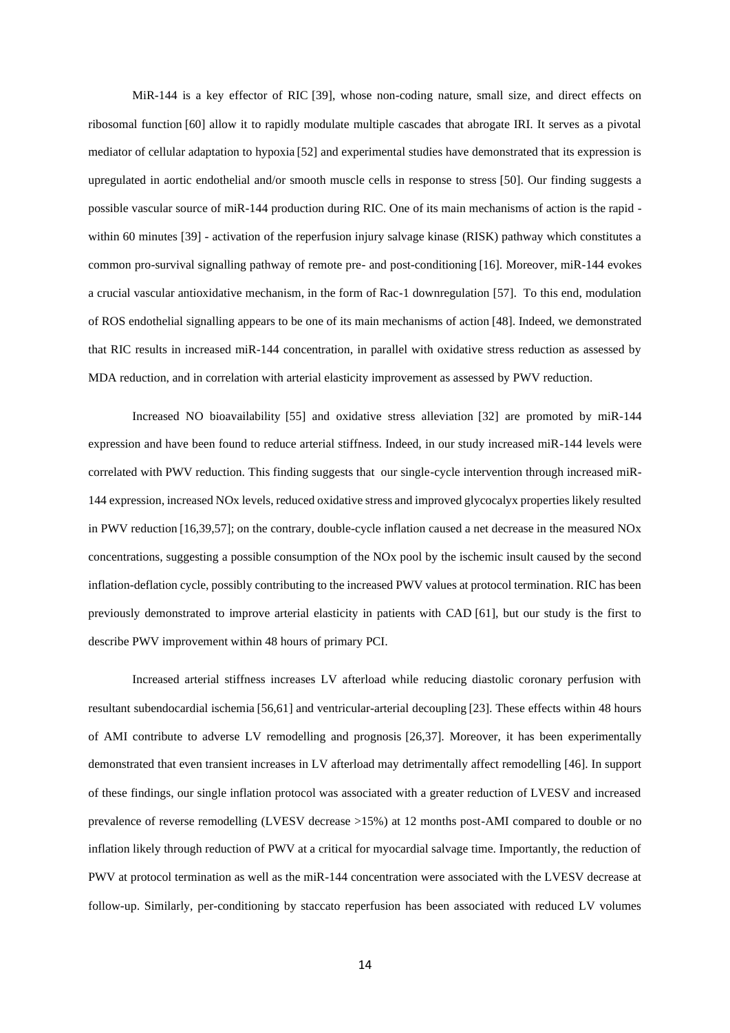MiR-144 is a key effector of RIC [39], whose non-coding nature, small size, and direct effects on ribosomal function [60] allow it to rapidly modulate multiple cascades that abrogate IRI. It serves as a pivotal mediator of cellular adaptation to hypoxia [52] and experimental studies have demonstrated that its expression is upregulated in aortic endothelial and/or smooth muscle cells in response to stress [50]. Our finding suggests a possible vascular source of miR-144 production during RIC. One of its main mechanisms of action is the rapid - within 60 minutes [39] - activation of the reperfusion injury salvage kinase (RISK) pathway which constitutes a common pro-survival signalling pathway of remote pre- and post-conditioning [16]. Moreover, miR-144 evokes a crucial vascular antioxidative mechanism, in the form of Rac-1 downregulation [57]. To this end, modulation of ROS endothelial signalling appears to be one of its main mechanisms of action [48]. Indeed, we demonstrated that RIC results in increased miR-144 concentration, in parallel with oxidative stress reduction as assessed by MDA reduction, and in correlation with arterial elasticity improvement as assessed by PWV reduction.

Increased NO bioavailability [55] and oxidative stress alleviation [32] are promoted by miR-144 expression and have been found to reduce arterial stiffness. Indeed, in our study increased miR-144 levels were correlated with PWV reduction. This finding suggests that our single-cycle intervention through increased miR-144 expression, increased NOx levels, reduced oxidative stress and improved glycocalyx properties likely resulted in PWV reduction [16,39,57]; on the contrary, double-cycle inflation caused a net decrease in the measured NOx concentrations, suggesting a possible consumption of the NOx pool by the ischemic insult caused by the second inflation-deflation cycle, possibly contributing to the increased PWV values at protocol termination. RIC has been previously demonstrated to improve arterial elasticity in patients with CAD [61], but our study is the first to describe PWV improvement within 48 hours of primary PCI.

Increased arterial stiffness increases LV afterload while reducing diastolic coronary perfusion with resultant subendocardial ischemia [56,61] and ventricular-arterial decoupling [23]. These effects within 48 hours of AMI contribute to adverse LV remodelling and prognosis [26,37]. Moreover, it has been experimentally demonstrated that even transient increases in LV afterload may detrimentally affect remodelling [46]. In support of these findings, our single inflation protocol was associated with a greater reduction of LVESV and increased prevalence of reverse remodelling (LVESV decrease >15%) at 12 months post-AMI compared to double or no inflation likely through reduction of PWV at a critical for myocardial salvage time. Importantly, the reduction of PWV at protocol termination as well as the miR-144 concentration were associated with the LVESV decrease at follow-up. Similarly, per-conditioning by staccato reperfusion has been associated with reduced LV volumes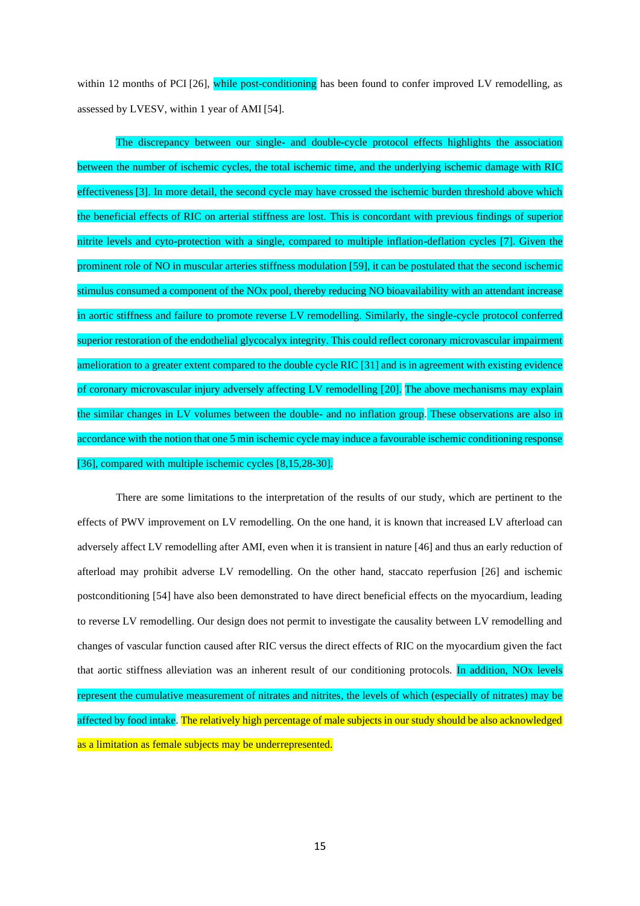within 12 months of PCI [26], while post-conditioning has been found to confer improved LV remodelling, as assessed by LVESV, within 1 year of AMI [54].

The discrepancy between our single- and double-cycle protocol effects highlights the association between the number of ischemic cycles, the total ischemic time, and the underlying ischemic damage with RIC effectiveness [3]. In more detail, the second cycle may have crossed the ischemic burden threshold above which the beneficial effects of RIC on arterial stiffness are lost. This is concordant with previous findings of superior nitrite levels and cyto-protection with a single, compared to multiple inflation-deflation cycles [7]. Given the prominent role of NO in muscular arteries stiffness modulation [59], it can be postulated that the second ischemic stimulus consumed a component of the NOx pool, thereby reducing NO bioavailability with an attendant increase in aortic stiffness and failure to promote reverse LV remodelling. Similarly, the single-cycle protocol conferred superior restoration of the endothelial glycocalyx integrity. This could reflect coronary microvascular impairment amelioration to a greater extent compared to the double cycle RIC [31] and is in agreement with existing evidence of coronary microvascular injury adversely affecting LV remodelling [20]. The above mechanisms may explain the similar changes in LV volumes between the double- and no inflation group. These observations are also in accordance with the notion that one 5 min ischemic cycle may induce a favourable ischemic conditioning response [36], compared with multiple ischemic cycles [8,15,28-30].

There are some limitations to the interpretation of the results of our study, which are pertinent to the effects of PWV improvement on LV remodelling. On the one hand, it is known that increased LV afterload can adversely affect LV remodelling after AMI, even when it is transient in nature [46] and thus an early reduction of afterload may prohibit adverse LV remodelling. On the other hand, staccato reperfusion [26] and ischemic postconditioning [54] have also been demonstrated to have direct beneficial effects on the myocardium, leading to reverse LV remodelling. Our design does not permit to investigate the causality between LV remodelling and changes of vascular function caused after RIC versus the direct effects of RIC on the myocardium given the fact that aortic stiffness alleviation was an inherent result of our conditioning protocols. In addition, NOx levels represent the cumulative measurement of nitrates and nitrites, the levels of which (especially of nitrates) may be affected by food intake. The relatively high percentage of male subjects in our study should be also acknowledged as a limitation as female subjects may be underrepresented.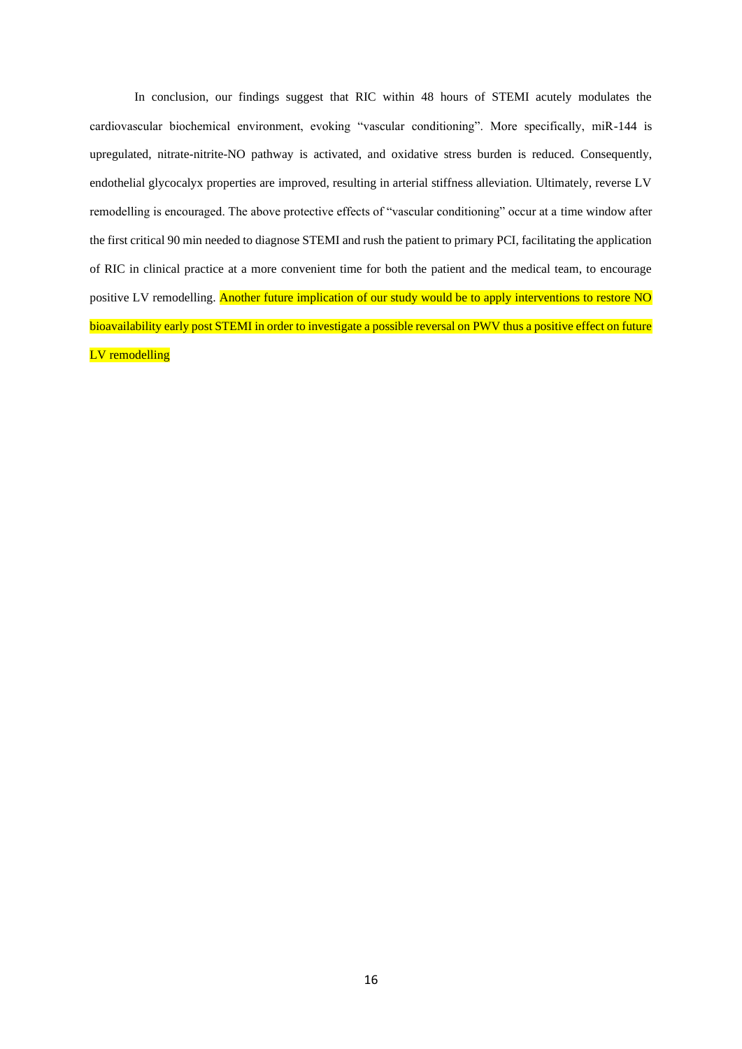In conclusion, our findings suggest that RIC within 48 hours of STEMI acutely modulates the cardiovascular biochemical environment, evoking "vascular conditioning". More specifically, miR-144 is upregulated, nitrate-nitrite-NO pathway is activated, and oxidative stress burden is reduced. Consequently, endothelial glycocalyx properties are improved, resulting in arterial stiffness alleviation. Ultimately, reverse LV remodelling is encouraged. The above protective effects of "vascular conditioning" occur at a time window after the first critical 90 min needed to diagnose STEMI and rush the patient to primary PCI, facilitating the application of RIC in clinical practice at a more convenient time for both the patient and the medical team, to encourage positive LV remodelling. Another future implication of our study would be to apply interventions to restore NO bioavailability early post STEMI in order to investigate a possible reversal on PWV thus a positive effect on future LV remodelling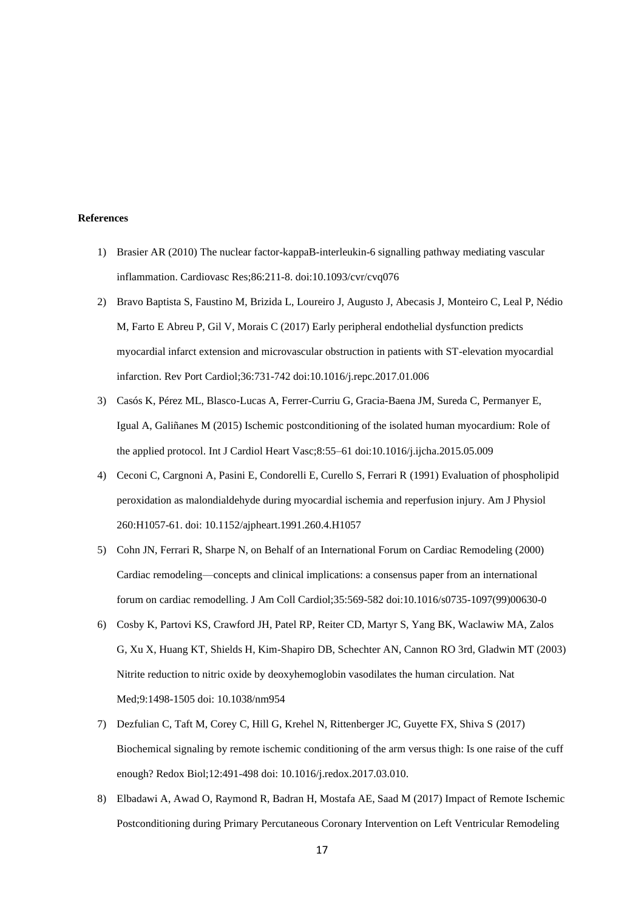**References**

1) Brasier AR (2010) The nuclear factor-kappaB-interleukin-6 signalling pathway mediating vascular inflammation. Cardiovasc Res;86:211-8. doi:10.1093/cvr/cvq076

2) Bravo Baptista S, Faustino M, Brizida L, Loureiro J, Augusto J, Abecasis J, Monteiro C, Leal P, Nédio M, Farto E Abreu P, Gil V, Morais C (2017) Early peripheral endothelial dysfunction predicts myocardial infarct extension and microvascular obstruction in patients with ST-elevation myocardial infarction. Rev Port Cardiol;36:731-742 doi:10.1016/j.repc.2017.01.006

3) Casós K, Pérez ML, Blasco-Lucas A, Ferrer-Curriu G, Gracia-Baena JM, Sureda C, Permanyer E, Igual A, Galiñanes M (2015) Ischemic postconditioning of the isolated human myocardium: Role of the applied protocol. Int J Cardiol Heart Vasc;8:55–61 doi:10.1016/j.ijcha.2015.05.009

4) Ceconi C, Cargnoni A, Pasini E, Condorelli E, Curello S, Ferrari R (1991) Evaluation of phospholipid peroxidation as malondialdehyde during myocardial ischemia and reperfusion injury. Am J Physiol 260:H1057-61. doi: 10.1152/ajpheart.1991.260.4.H1057

5) Cohn JN, Ferrari R, Sharpe N, on Behalf of an International Forum on Cardiac Remodeling (2000) Cardiac remodeling—concepts and clinical implications: a consensus paper from an international forum on cardiac remodelling. J Am Coll Cardiol;35:569-582 doi:10.1016/s0735-1097(99)00630-0

6) Cosby K, Partovi KS, Crawford JH, Patel RP, Reiter CD, Martyr S, Yang BK, Waclawiw MA, Zalos G, Xu X, Huang KT, Shields H, Kim-Shapiro DB, Schechter AN, Cannon RO 3rd, Gladwin MT (2003) Nitrite reduction to nitric oxide by deoxyhemoglobin vasodilates the human circulation. Nat Med;9:1498-1505 doi: 10.1038/nm954

7) Dezfulian C, Taft M, Corey C, Hill G, Krehel N, Rittenberger JC, Guyette FX, Shiva S (2017) Biochemical signaling by remote ischemic conditioning of the arm versus thigh: Is one raise of the cuff enough? Redox Biol;12:491-498 doi: 10.1016/j.redox.2017.03.010.

8) Elbadawi A, Awad O, Raymond R, Badran H, Mostafa AE, Saad M (2017) Impact of Remote Ischemic Postconditioning during Primary Percutaneous Coronary Intervention on Left Ventricular Remodeling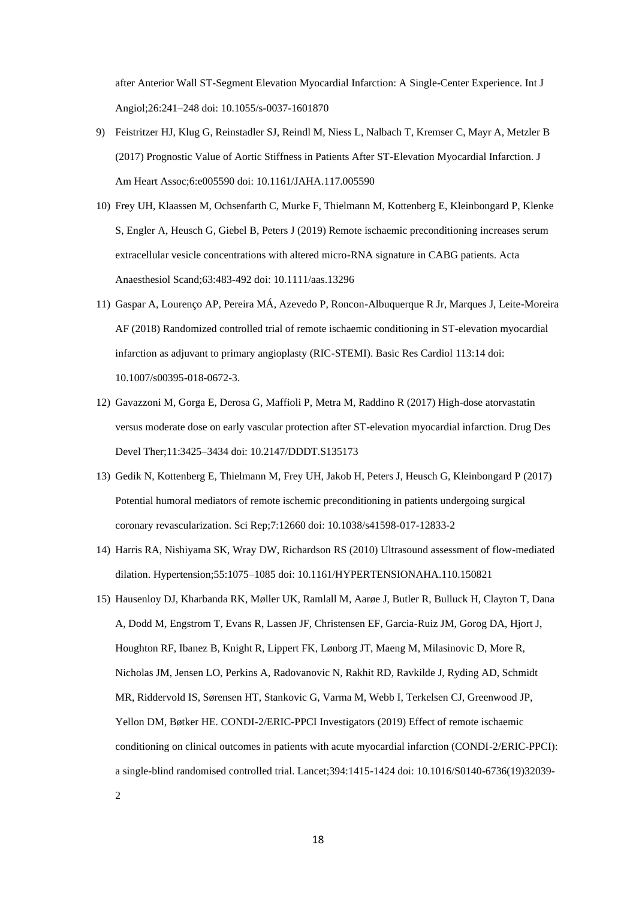after Anterior Wall ST-Segment Elevation Myocardial Infarction: A Single-Center Experience. Int J Angiol;26:241–248 doi: 10.1055/s-0037-1601870

9) Feistritzer HJ, Klug G, Reinstadler SJ, Reindl M, Niess L, Nalbach T, Kremser C, Mayr A, Metzler B (2017) Prognostic Value of Aortic Stiffness in Patients After ST-Elevation Myocardial Infarction. J Am Heart Assoc;6:e005590 doi: 10.1161/JAHA.117.005590

10) Frey UH, Klaassen M, Ochsenfarth C, Murke F, Thielmann M, Kottenberg E, Kleinbongard P, Klenke S, Engler A, Heusch G, Giebel B, Peters J (2019) Remote ischaemic preconditioning increases serum extracellular vesicle concentrations with altered micro-RNA signature in CABG patients. Acta Anaesthesiol Scand;63:483-492 doi: 10.1111/aas.13296

11) Gaspar A, Lourenço AP, Pereira MÁ, Azevedo P, Roncon-Albuquerque R Jr, Marques J, Leite-Moreira AF (2018) Randomized controlled trial of remote ischaemic conditioning in ST-elevation myocardial infarction as adjuvant to primary angioplasty (RIC-STEMI). Basic Res Cardiol 113:14 doi: 10.1007/s00395-018-0672-3.

12) Gavazzoni M, Gorga E, Derosa G, Maffioli P, Metra M, Raddino R (2017) High-dose atorvastatin versus moderate dose on early vascular protection after ST-elevation myocardial infarction. Drug Des Devel Ther;11:3425–3434 doi: 10.2147/DDDT.S135173

13) Gedik N, Kottenberg E, Thielmann M, Frey UH, Jakob H, Peters J, Heusch G, Kleinbongard P (2017) Potential humoral mediators of remote ischemic preconditioning in patients undergoing surgical coronary revascularization. Sci Rep;7:12660 doi: 10.1038/s41598-017-12833-2

14) Harris RA, Nishiyama SK, Wray DW, Richardson RS (2010) Ultrasound assessment of flow-mediated dilation. Hypertension;55:1075–1085 doi: 10.1161/HYPERTENSIONAHA.110.150821

15) Hausenloy DJ, Kharbanda RK, Møller UK, Ramlall M, Aarøe J, Butler R, Bulluck H, Clayton T, Dana A, Dodd M, Engstrom T, Evans R, Lassen JF, Christensen EF, Garcia-Ruiz JM, Gorog DA, Hjort J, Houghton RF, Ibanez B, Knight R, Lippert FK, Lønborg JT, Maeng M, Milasinovic D, More R, Nicholas JM, Jensen LO, Perkins A, Radovanovic N, Rakhit RD, Ravkilde J, Ryding AD, Schmidt MR, Riddervold IS, Sørensen HT, Stankovic G, Varma M, Webb I, Terkelsen CJ, Greenwood JP, Yellon DM, Bøtker HE. CONDI-2/ERIC-PPCI Investigators (2019) Effect of remote ischaemic conditioning on clinical outcomes in patients with acute myocardial infarction (CONDI-2/ERIC-PPCI): a single-blind randomised controlled trial. Lancet;394:1415-1424 doi: 10.1016/S0140-6736(19)32039-2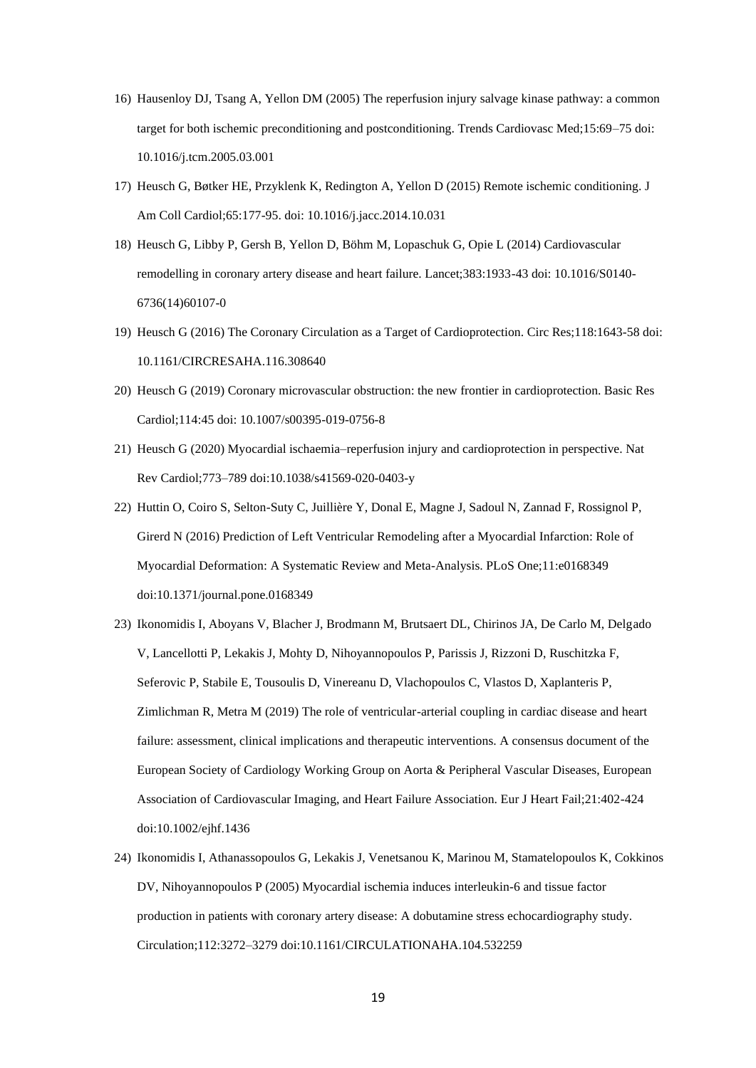16) Hausenloy DJ, Tsang A, Yellon DM (2005) The reperfusion injury salvage kinase pathway: a common target for both ischemic preconditioning and postconditioning. Trends Cardiovasc Med;15:69–75 doi: 10.1016/j.tcm.2005.03.001

17) Heusch G, Bøtker HE, Przyklenk K, Redington A, Yellon D (2015) Remote ischemic conditioning. J Am Coll Cardiol;65:177-95. doi: 10.1016/j.jacc.2014.10.031

18) Heusch G, Libby P, Gersh B, Yellon D, Böhm M, Lopaschuk G, Opie L (2014) Cardiovascular remodelling in coronary artery disease and heart failure. Lancet;383:1933-43 doi: 10.1016/S0140-6736(14)60107-0

19) Heusch G (2016) The Coronary Circulation as a Target of Cardioprotection. Circ Res;118:1643-58 doi: 10.1161/CIRCRESAHA.116.308640

20) Heusch G (2019) Coronary microvascular obstruction: the new frontier in cardioprotection. Basic Res Cardiol;114:45 doi: 10.1007/s00395-019-0756-8

21) Heusch G (2020) Myocardial ischaemia–reperfusion injury and cardioprotection in perspective. Nat Rev Cardiol;773–789 doi:10.1038/s41569-020-0403-y

22) Huttin O, Coiro S, Selton-Suty C, Juillière Y, Donal E, Magne J, Sadoul N, Zannad F, Rossignol P, Girerd N (2016) Prediction of Left Ventricular Remodeling after a Myocardial Infarction: Role of Myocardial Deformation: A Systematic Review and Meta-Analysis. PLoS One;11:e0168349 doi:10.1371/journal.pone.0168349

23) Ikonomidis I, Aboyans V, Blacher J, Brodmann M, Brutsaert DL, Chirinos JA, De Carlo M, Delgado V, Lancellotti P, Lekakis J, Mohty D, Nihoyannopoulos P, Parissis J, Rizzoni D, Ruschitzka F, Seferovic P, Stabile E, Tousoulis D, Vinereanu D, Vlachopoulos C, Vlastos D, Xaplanteris P, Zimlichman R, Metra M (2019) The role of ventricular-arterial coupling in cardiac disease and heart failure: assessment, clinical implications and therapeutic interventions. A consensus document of the European Society of Cardiology Working Group on Aorta & Peripheral Vascular Diseases, European Association of Cardiovascular Imaging, and Heart Failure Association. Eur J Heart Fail;21:402-424 doi:10.1002/ejhf.1436

24) Ikonomidis I, Athanassopoulos G, Lekakis J, Venetsanou K, Marinou M, Stamatelopoulos K, Cokkinos DV, Nihoyannopoulos P (2005) Myocardial ischemia induces interleukin-6 and tissue factor production in patients with coronary artery disease: A dobutamine stress echocardiography study. Circulation;112:3272–3279 doi:10.1161/CIRCULATIONAHA.104.532259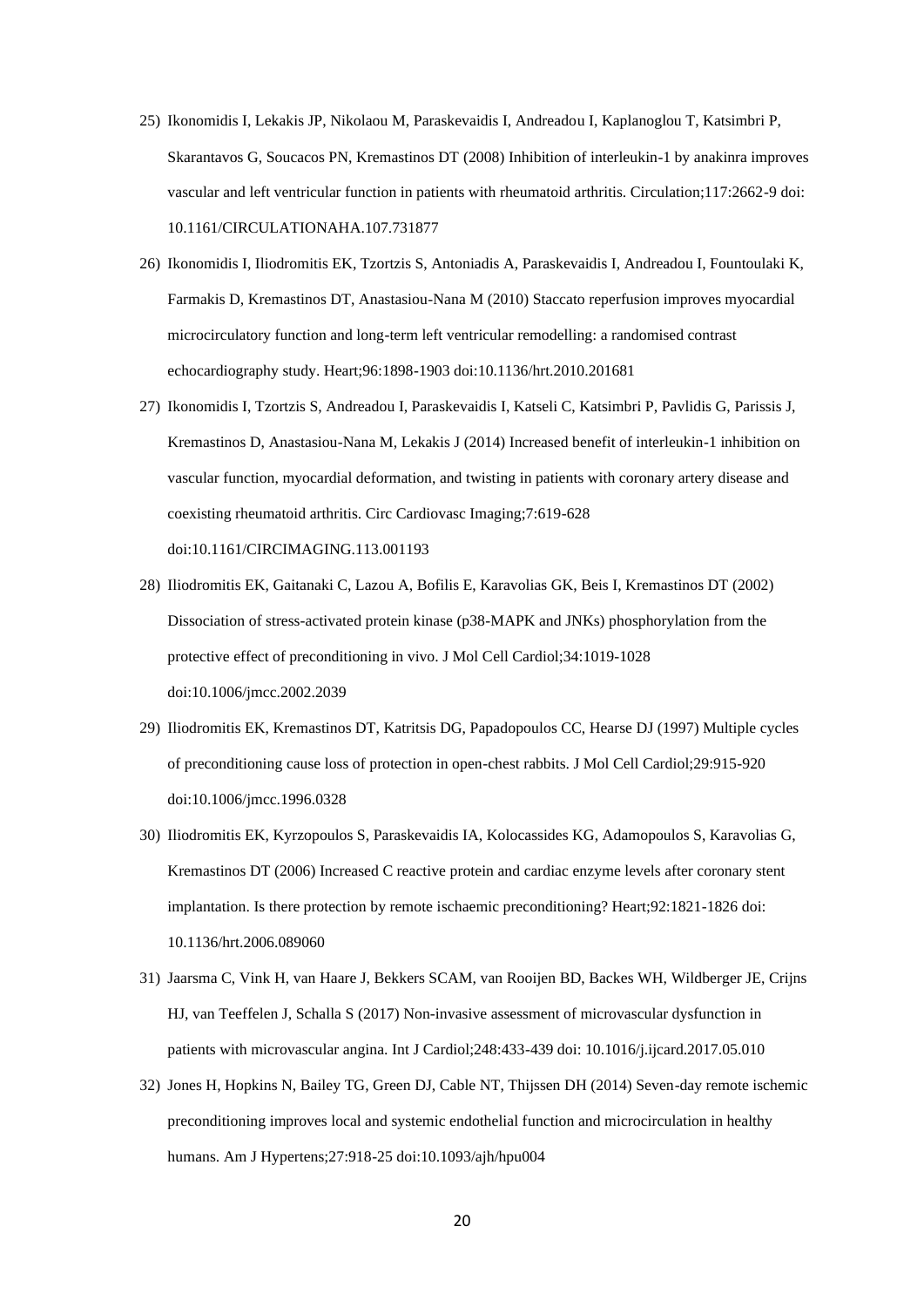25) Ikonomidis I, Lekakis JP, Nikolaou M, Paraskevaidis I, Andreadou I, Kaplanoglou T, Katsimbri P, Skarantavos G, Soucacos PN, Kremastinos DT (2008) Inhibition of interleukin-1 by anakinra improves vascular and left ventricular function in patients with rheumatoid arthritis. Circulation;117:2662-9 doi: 10.1161/CIRCULATIONAHA.107.731877

26) Ikonomidis I, Iliodromitis EK, Tzortzis S, Antoniadis A, Paraskevaidis I, Andreadou I, Fountoulaki K, Farmakis D, Kremastinos DT, Anastasiou-Nana M (2010) Staccato reperfusion improves myocardial microcirculatory function and long-term left ventricular remodelling: a randomised contrast echocardiography study. Heart;96:1898-1903 doi:10.1136/hrt.2010.201681

27) Ikonomidis I, Tzortzis S, Andreadou I, Paraskevaidis I, Katseli C, Katsimbri P, Pavlidis G, Parissis J, Kremastinos D, Anastasiou-Nana M, Lekakis J (2014) Increased benefit of interleukin-1 inhibition on vascular function, myocardial deformation, and twisting in patients with coronary artery disease and coexisting rheumatoid arthritis. Circ Cardiovasc Imaging;7:619-628 doi:10.1161/CIRCIMAGING.113.001193

28) Iliodromitis EK, Gaitanaki C, Lazou A, Bofilis E, Karavolias GK, Beis I, Kremastinos DT (2002) Dissociation of stress-activated protein kinase (p38-MAPK and JNKs) phosphorylation from the protective effect of preconditioning in vivo. J Mol Cell Cardiol;34:1019-1028 doi:10.1006/jmcc.2002.2039

29) Iliodromitis EK, Kremastinos DT, Katritsis DG, Papadopoulos CC, Hearse DJ (1997) Multiple cycles of preconditioning cause loss of protection in open-chest rabbits. J Mol Cell Cardiol;29:915-920 doi:10.1006/jmcc.1996.0328

30) Iliodromitis EK, Kyrzopoulos S, Paraskevaidis IA, Kolocassides KG, Adamopoulos S, Karavolias G, Kremastinos DT (2006) Increased C reactive protein and cardiac enzyme levels after coronary stent implantation. Is there protection by remote ischaemic preconditioning? Heart;92:1821-1826 doi: 10.1136/hrt.2006.089060

31) Jaarsma C, Vink H, van Haare J, Bekkers SCAM, van Rooijen BD, Backes WH, Wildberger JE, Crijns HJ, van Teeffelen J, Schalla S (2017) Non-invasive assessment of microvascular dysfunction in patients with microvascular angina. Int J Cardiol;248:433-439 doi: 10.1016/j.ijcard.2017.05.010

32) Jones H, Hopkins N, Bailey TG, Green DJ, Cable NT, Thijssen DH (2014) Seven-day remote ischemic preconditioning improves local and systemic endothelial function and microcirculation in healthy humans. Am J Hypertens;27:918-25 doi:10.1093/ajh/hpu004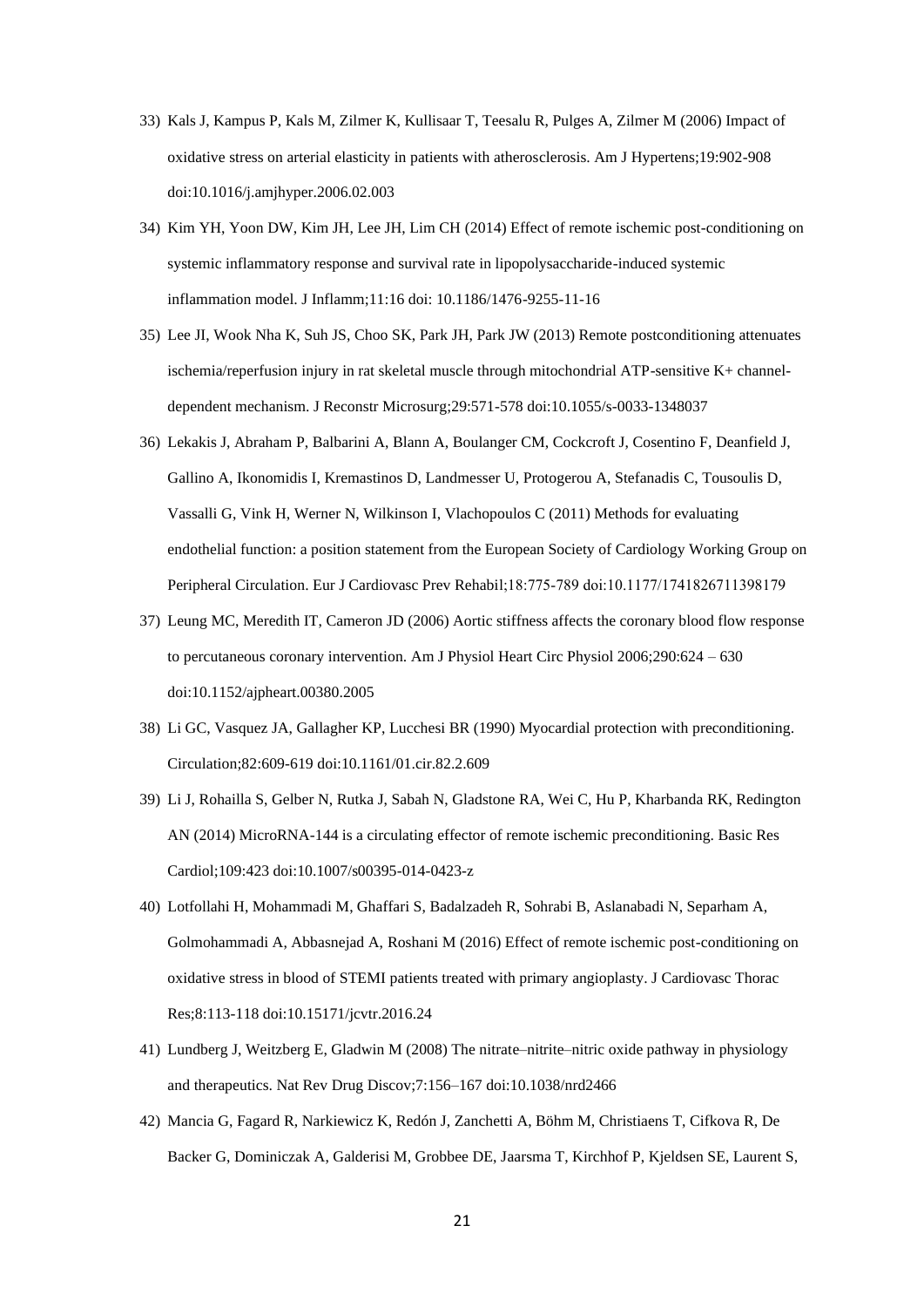33) Kals J, Kampus P, Kals M, Zilmer K, Kullisaar T, Teesalu R, Pulges A, Zilmer M (2006) Impact of oxidative stress on arterial elasticity in patients with atherosclerosis. Am J Hypertens;19:902-908 doi:10.1016/j.amjhyper.2006.02.003

34) Kim YH, Yoon DW, Kim JH, Lee JH, Lim CH (2014) Effect of remote ischemic post-conditioning on systemic inflammatory response and survival rate in lipopolysaccharide-induced systemic inflammation model. J Inflamm;11:16 doi: 10.1186/1476-9255-11-16

35) Lee JI, Wook Nha K, Suh JS, Choo SK, Park JH, Park JW (2013) Remote postconditioning attenuates ischemia/reperfusion injury in rat skeletal muscle through mitochondrial ATP-sensitive K+ channel-dependent mechanism. J Reconstr Microsurg;29:571-578 doi:10.1055/s-0033-1348037

36) Lekakis J, Abraham P, Balbarini A, Blann A, Boulanger CM, Cockcroft J, Cosentino F, Deanfield J, Gallino A, Ikonomidis I, Kremastinos D, Landmesser U, Protogerou A, Stefanadis C, Tousoulis D, Vassalli G, Vink H, Werner N, Wilkinson I, Vlachopoulos C (2011) Methods for evaluating endothelial function: a position statement from the European Society of Cardiology Working Group on Peripheral Circulation. Eur J Cardiovasc Prev Rehabil;18:775-789 doi:10.1177/1741826711398179

37) Leung MC, Meredith IT, Cameron JD (2006) Aortic stiffness affects the coronary blood flow response to percutaneous coronary intervention. Am J Physiol Heart Circ Physiol 2006;290:624 – 630 doi:10.1152/ajpheart.00380.2005

38) Li GC, Vasquez JA, Gallagher KP, Lucchesi BR (1990) Myocardial protection with preconditioning. Circulation;82:609-619 doi:10.1161/01.cir.82.2.609

39) Li J, Rohailla S, Gelber N, Rutka J, Sabah N, Gladstone RA, Wei C, Hu P, Kharbanda RK, Redington AN (2014) MicroRNA-144 is a circulating effector of remote ischemic preconditioning. Basic Res Cardiol;109:423 doi:10.1007/s00395-014-0423-z

40) Lotfollahi H, Mohammadi M, Ghaffari S, Badalzadeh R, Sohrabi B, Aslanabadi N, Separham A, Golmohammadi A, Abbasnejad A, Roshani M (2016) Effect of remote ischemic post-conditioning on oxidative stress in blood of STEMI patients treated with primary angioplasty. J Cardiovasc Thorac Res;8:113-118 doi:10.15171/jcvtr.2016.24

41) Lundberg J, Weitzberg E, Gladwin M (2008) The nitrate–nitrite–nitric oxide pathway in physiology and therapeutics. Nat Rev Drug Discov;7:156–167 doi:10.1038/nrd2466

42) Mancia G, Fagard R, Narkiewicz K, Redón J, Zanchetti A, Böhm M, Christiaens T, Cifkova R, De Backer G, Dominiczak A, Galderisi M, Grobbee DE, Jaarsma T, Kirchhof P, Kjeldsen SE, Laurent S,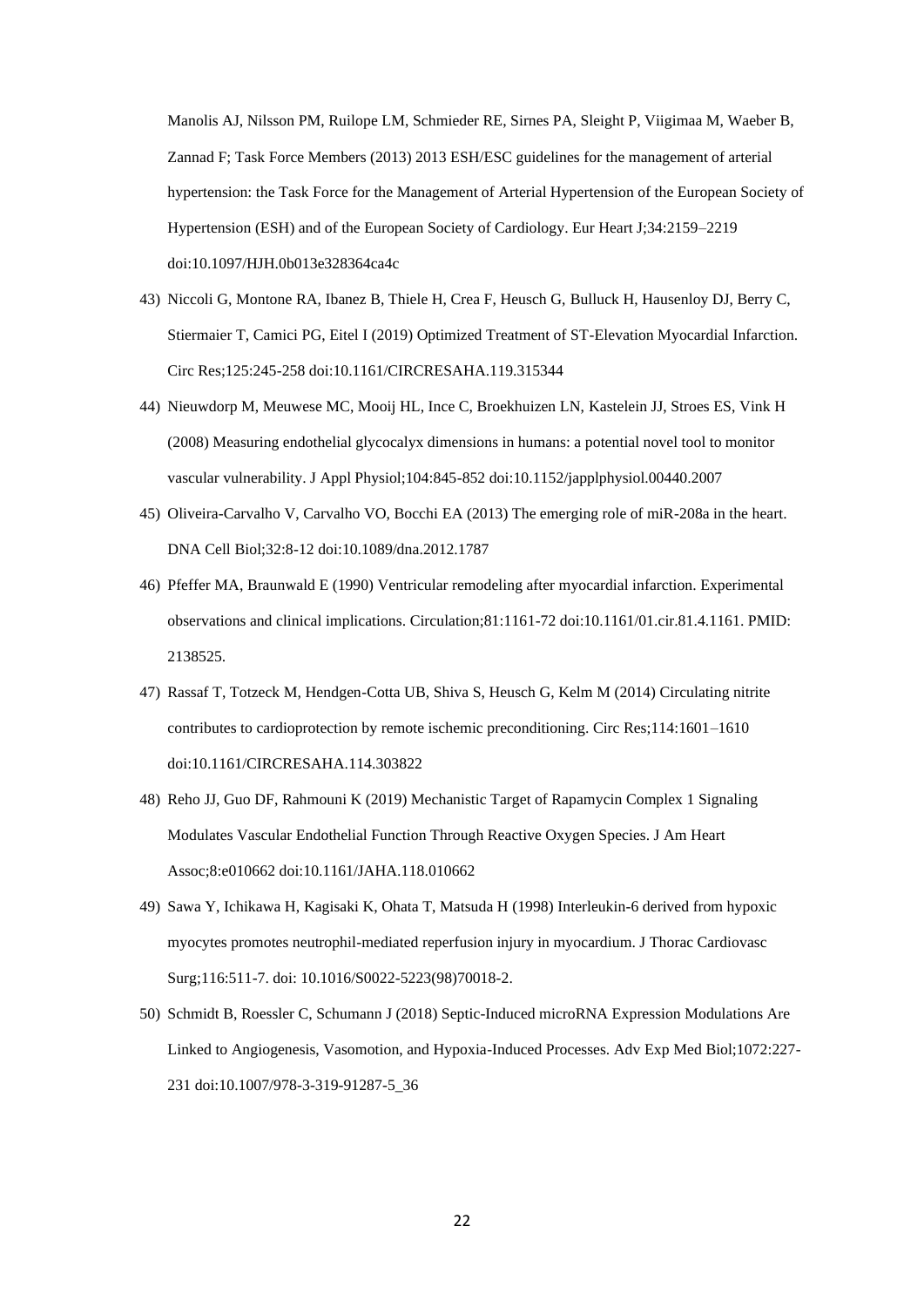Manolis AJ, Nilsson PM, Ruilope LM, Schmieder RE, Sirnes PA, Sleight P, Viigimaa M, Waeber B, Zannad F; Task Force Members (2013) 2013 ESH/ESC guidelines for the management of arterial hypertension: the Task Force for the Management of Arterial Hypertension of the European Society of Hypertension (ESH) and of the European Society of Cardiology. Eur Heart J;34:2159–2219 doi:10.1097/HJH.0b013e328364ca4c

43) Niccoli G, Montone RA, Ibanez B, Thiele H, Crea F, Heusch G, Bulluck H, Hausenloy DJ, Berry C, Stiermaier T, Camici PG, Eitel I (2019) Optimized Treatment of ST-Elevation Myocardial Infarction. Circ Res;125:245-258 doi:10.1161/CIRCRESAHA.119.315344

44) Nieuwdorp M, Meuwese MC, Mooij HL, Ince C, Broekhuizen LN, Kastelein JJ, Stroes ES, Vink H (2008) Measuring endothelial glycocalyx dimensions in humans: a potential novel tool to monitor vascular vulnerability. J Appl Physiol;104:845-852 doi:10.1152/japplphysiol.00440.2007

45) Oliveira-Carvalho V, Carvalho VO, Bocchi EA (2013) The emerging role of miR-208a in the heart. DNA Cell Biol;32:8-12 doi:10.1089/dna.2012.1787

46) Pfeffer MA, Braunwald E (1990) Ventricular remodeling after myocardial infarction. Experimental observations and clinical implications. Circulation;81:1161-72 doi:10.1161/01.cir.81.4.1161. PMID: 2138525.

47) Rassaf T, Totzeck M, Hendgen-Cotta UB, Shiva S, Heusch G, Kelm M (2014) Circulating nitrite contributes to cardioprotection by remote ischemic preconditioning. Circ Res;114:1601–1610 doi:10.1161/CIRCRESAHA.114.303822

48) Reho JJ, Guo DF, Rahmouni K (2019) Mechanistic Target of Rapamycin Complex 1 Signaling Modulates Vascular Endothelial Function Through Reactive Oxygen Species. J Am Heart Assoc;8:e010662 doi:10.1161/JAHA.118.010662

49) Sawa Y, Ichikawa H, Kagisaki K, Ohata T, Matsuda H (1998) Interleukin-6 derived from hypoxic myocytes promotes neutrophil-mediated reperfusion injury in myocardium. J Thorac Cardiovasc Surg;116:511-7. doi: 10.1016/S0022-5223(98)70018-2.

50) Schmidt B, Roessler C, Schumann J (2018) Septic-Induced microRNA Expression Modulations Are Linked to Angiogenesis, Vasomotion, and Hypoxia-Induced Processes. Adv Exp Med Biol;1072:227-231 doi:10.1007/978-3-319-91287-5_36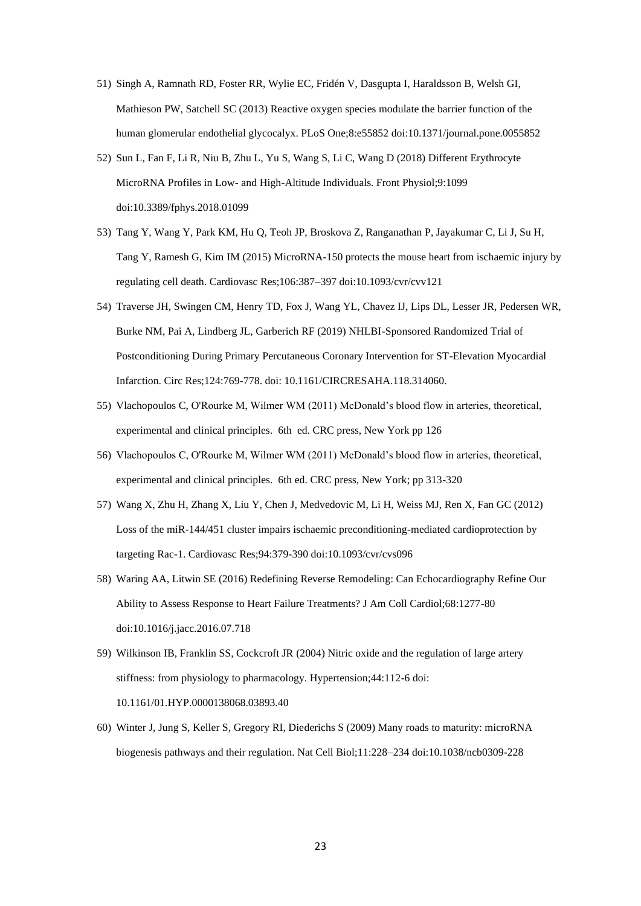51) Singh A, Ramnath RD, Foster RR, Wylie EC, Fridén V, Dasgupta I, Haraldsson B, Welsh GI, Mathieson PW, Satchell SC (2013) Reactive oxygen species modulate the barrier function of the human glomerular endothelial glycocalyx. PLoS One;8:e55852 doi:10.1371/journal.pone.0055852

52) Sun L, Fan F, Li R, Niu B, Zhu L, Yu S, Wang S, Li C, Wang D (2018) Different Erythrocyte MicroRNA Profiles in Low- and High-Altitude Individuals. Front Physiol;9:1099 doi:10.3389/fphys.2018.01099

53) Tang Y, Wang Y, Park KM, Hu Q, Teoh JP, Broskova Z, Ranganathan P, Jayakumar C, Li J, Su H, Tang Y, Ramesh G, Kim IM (2015) MicroRNA-150 protects the mouse heart from ischaemic injury by regulating cell death. Cardiovasc Res;106:387–397 doi:10.1093/cvr/cvv121

54) Traverse JH, Swingen CM, Henry TD, Fox J, Wang YL, Chavez IJ, Lips DL, Lesser JR, Pedersen WR, Burke NM, Pai A, Lindberg JL, Garberich RF (2019) NHLBI-Sponsored Randomized Trial of Postconditioning During Primary Percutaneous Coronary Intervention for ST-Elevation Myocardial Infarction. Circ Res;124:769-778. doi: 10.1161/CIRCRESAHA.118.314060.

55) Vlachopoulos C, O'Rourke M, Wilmer WM (2011) McDonald's blood flow in arteries, theoretical, experimental and clinical principles. 6th ed. CRC press, New York pp 126

56) Vlachopoulos C, O'Rourke M, Wilmer WM (2011) McDonald's blood flow in arteries, theoretical, experimental and clinical principles. 6th ed. CRC press, New York; pp 313-320

57) Wang X, Zhu H, Zhang X, Liu Y, Chen J, Medvedovic M, Li H, Weiss MJ, Ren X, Fan GC (2012) Loss of the miR-144/451 cluster impairs ischaemic preconditioning-mediated cardioprotection by targeting Rac-1. Cardiovasc Res;94:379-390 doi:10.1093/cvr/cvs096

58) Waring AA, Litwin SE (2016) Redefining Reverse Remodeling: Can Echocardiography Refine Our Ability to Assess Response to Heart Failure Treatments? J Am Coll Cardiol;68:1277-80 doi:10.1016/j.jacc.2016.07.718

59) Wilkinson IB, Franklin SS, Cockcroft JR (2004) Nitric oxide and the regulation of large artery stiffness: from physiology to pharmacology. Hypertension;44:112-6 doi: 10.1161/01.HYP.0000138068.03893.40

60) Winter J, Jung S, Keller S, Gregory RI, Diederichs S (2009) Many roads to maturity: microRNA biogenesis pathways and their regulation. Nat Cell Biol;11:228–234 doi:10.1038/ncb0309-228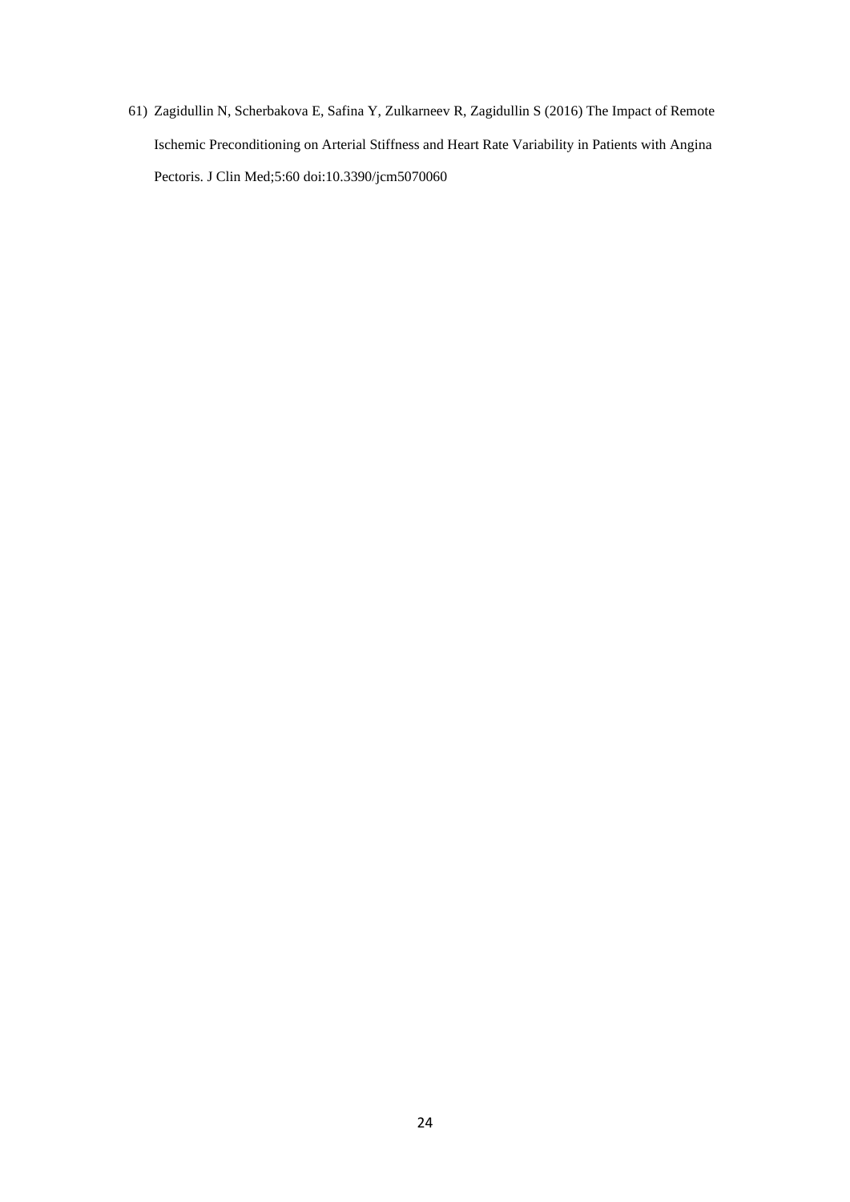61) Zagidullin N, Scherbakova E, Safina Y, Zulkarneev R, Zagidullin S (2016) The Impact of Remote Ischemic Preconditioning on Arterial Stiffness and Heart Rate Variability in Patients with Angina Pectoris. J Clin Med;5:60 doi:10.3390/jcm5070060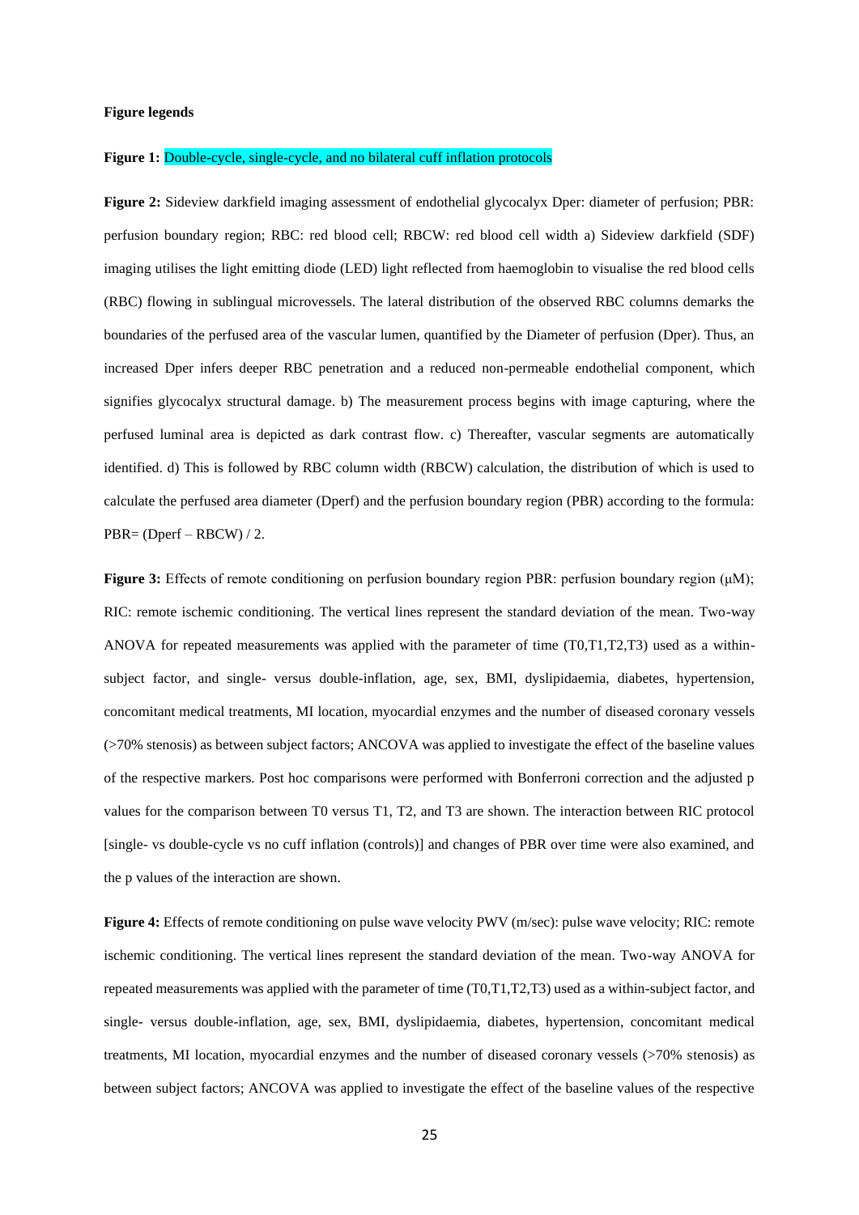**Figure legends**

**Figure 1:** Double-cycle, single-cycle, and no bilateral cuff inflation protocols

**Figure 2:** Sideview darkfield imaging assessment of endothelial glycocalyx Dper: diameter of perfusion; PBR: perfusion boundary region; RBC: red blood cell; RBCW: red blood cell width a) Sideview darkfield (SDF) imaging utilises the light emitting diode (LED) light reflected from haemoglobin to visualise the red blood cells (RBC) flowing in sublingual microvessels. The lateral distribution of the observed RBC columns demarks the boundaries of the perfused area of the vascular lumen, quantified by the Diameter of perfusion (Dper). Thus, an increased Dper infers deeper RBC penetration and a reduced non-permeable endothelial component, which signifies glycocalyx structural damage. b) The measurement process begins with image capturing, where the perfused luminal area is depicted as dark contrast flow. c) Thereafter, vascular segments are automatically identified. d) This is followed by RBC column width (RBCW) calculation, the distribution of which is used to calculate the perfused area diameter (Dperf) and the perfusion boundary region (PBR) according to the formula: PBR= (Dperf – RBCW) / 2.

**Figure 3:** Effects of remote conditioning on perfusion boundary region PBR: perfusion boundary region (μM); RIC: remote ischemic conditioning. The vertical lines represent the standard deviation of the mean. Two-way ANOVA for repeated measurements was applied with the parameter of time (T0,T1,T2,T3) used as a within-subject factor, and single- versus double-inflation, age, sex, BMI, dyslipidaemia, diabetes, hypertension, concomitant medical treatments, MI location, myocardial enzymes and the number of diseased coronary vessels (>70% stenosis) as between subject factors; ANCOVA was applied to investigate the effect of the baseline values of the respective markers. Post hoc comparisons were performed with Bonferroni correction and the adjusted p values for the comparison between T0 versus T1, T2, and T3 are shown. The interaction between RIC protocol [single- vs double-cycle vs no cuff inflation (controls)] and changes of PBR over time were also examined, and the p values of the interaction are shown.

**Figure 4:** Effects of remote conditioning on pulse wave velocity PWV (m/sec): pulse wave velocity; RIC: remote ischemic conditioning. The vertical lines represent the standard deviation of the mean. Two-way ANOVA for repeated measurements was applied with the parameter of time (T0,T1,T2,T3) used as a within-subject factor, and single- versus double-inflation, age, sex, BMI, dyslipidaemia, diabetes, hypertension, concomitant medical treatments, MI location, myocardial enzymes and the number of diseased coronary vessels (>70% stenosis) as between subject factors; ANCOVA was applied to investigate the effect of the baseline values of the respective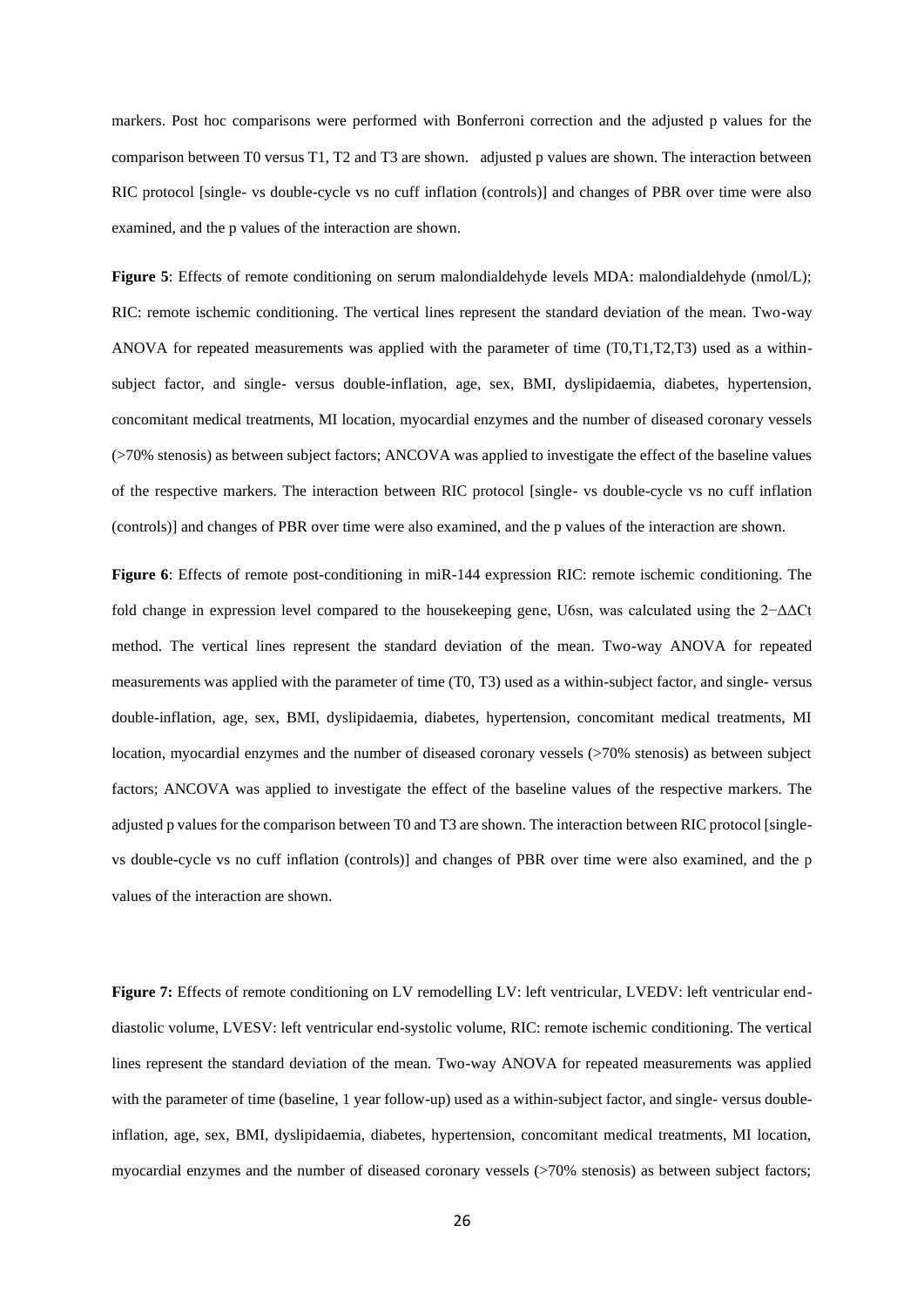markers. Post hoc comparisons were performed with Bonferroni correction and the adjusted p values for the comparison between T0 versus T1, T2 and T3 are shown.  adjusted p values are shown. The interaction between RIC protocol [single- vs double-cycle vs no cuff inflation (controls)] and changes of PBR over time were also examined, and the p values of the interaction are shown.

**Figure 5**: Effects of remote conditioning on serum malondialdehyde levels MDA: malondialdehyde (nmol/L); RIC: remote ischemic conditioning. The vertical lines represent the standard deviation of the mean. Two-way ANOVA for repeated measurements was applied with the parameter of time (T0,T1,T2,T3) used as a within-subject factor, and single- versus double-inflation, age, sex, BMI, dyslipidaemia, diabetes, hypertension, concomitant medical treatments, MI location, myocardial enzymes and the number of diseased coronary vessels (>70% stenosis) as between subject factors; ANCOVA was applied to investigate the effect of the baseline values of the respective markers. The interaction between RIC protocol [single- vs double-cycle vs no cuff inflation (controls)] and changes of PBR over time were also examined, and the p values of the interaction are shown.

**Figure 6**: Effects of remote post-conditioning in miR-144 expression RIC: remote ischemic conditioning. The fold change in expression level compared to the housekeeping gene, U6sn, was calculated using the $2^{-\Delta\Delta Ct}$ method. The vertical lines represent the standard deviation of the mean. Two-way ANOVA for repeated measurements was applied with the parameter of time (T0, T3) used as a within-subject factor, and single- versus double-inflation, age, sex, BMI, dyslipidaemia, diabetes, hypertension, concomitant medical treatments, MI location, myocardial enzymes and the number of diseased coronary vessels (>70% stenosis) as between subject factors; ANCOVA was applied to investigate the effect of the baseline values of the respective markers. The adjusted p values for the comparison between T0 and T3 are shown. The interaction between RIC protocol [single- vs double-cycle vs no cuff inflation (controls)] and changes of PBR over time were also examined, and the p values of the interaction are shown.

**Figure 7:** Effects of remote conditioning on LV remodelling LV: left ventricular, LVEDV: left ventricular end-diastolic volume, LVESV: left ventricular end-systolic volume, RIC: remote ischemic conditioning. The vertical lines represent the standard deviation of the mean. Two-way ANOVA for repeated measurements was applied with the parameter of time (baseline, 1 year follow-up) used as a within-subject factor, and single- versus double-inflation, age, sex, BMI, dyslipidaemia, diabetes, hypertension, concomitant medical treatments, MI location, myocardial enzymes and the number of diseased coronary vessels (>70% stenosis) as between subject factors;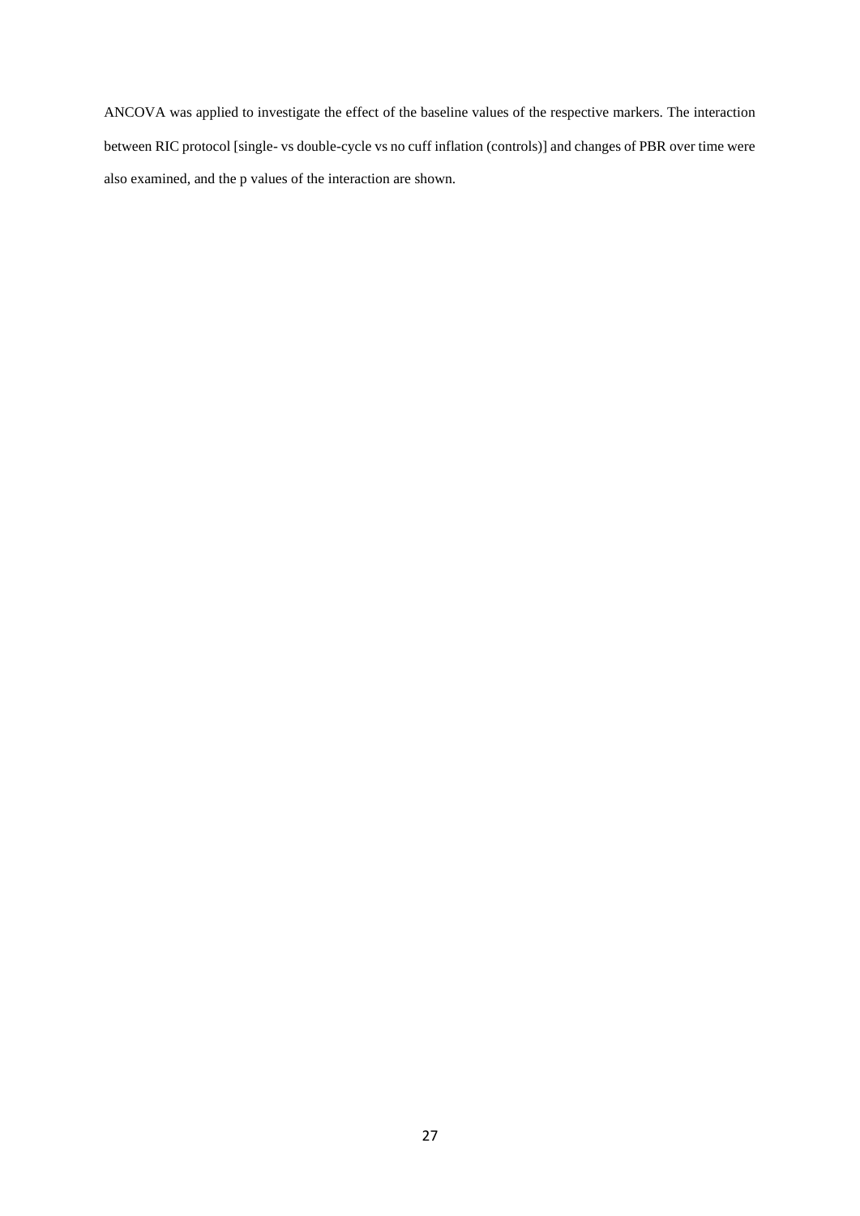ANCOVA was applied to investigate the effect of the baseline values of the respective markers. The interaction between RIC protocol [single- vs double-cycle vs no cuff inflation (controls)] and changes of PBR over time were also examined, and the p values of the interaction are shown.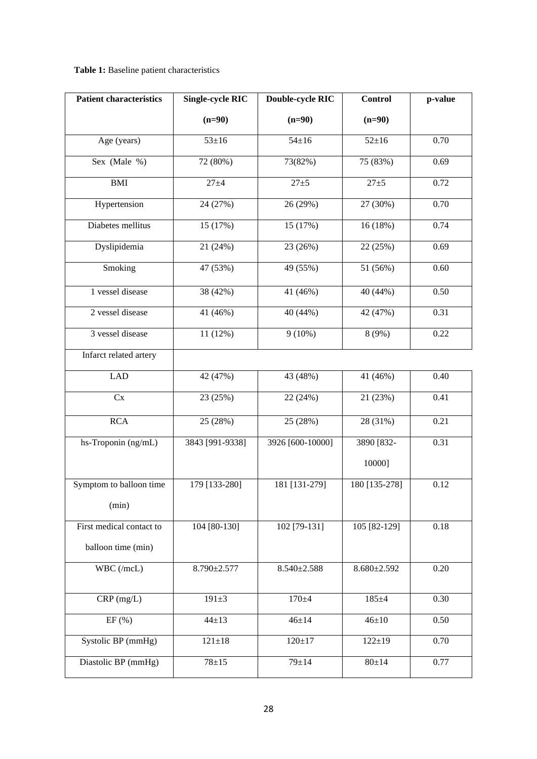**Table 1:** Baseline patient characteristics

| Patient characteristics | Single-cycle RIC (n=90) | Double-cycle RIC (n=90) | Control (n=90) | p-value |
| --- | --- | --- | --- | --- |
| Age (years) | 53±16 | 54±16 | 52±16 | 0.70 |
| Sex (Male %) | 72 (80%) | 73(82%) | 75 (83%) | 0.69 |
| BMI | 27±4 | 27±5 | 27±5 | 0.72 |
| Hypertension | 24 (27%) | 26 (29%) | 27 (30%) | 0.70 |
| Diabetes mellitus | 15 (17%) | 15 (17%) | 16 (18%) | 0.74 |
| Dyslipidemia | 21 (24%) | 23 (26%) | 22 (25%) | 0.69 |
| Smoking | 47 (53%) | 49 (55%) | 51 (56%) | 0.60 |
| 1 vessel disease | 38 (42%) | 41 (46%) | 40 (44%) | 0.50 |
| 2 vessel disease | 41 (46%) | 40 (44%) | 42 (47%) | 0.31 |
| 3 vessel disease | 11 (12%) | 9 (10%) | 8 (9%) | 0.22 |
| Infarct related artery | | | | |
| LAD | 42 (47%) | 43 (48%) | 41 (46%) | 0.40 |
| Cx | 23 (25%) | 22 (24%) | 21 (23%) | 0.41 |
| RCA | 25 (28%) | 25 (28%) | 28 (31%) | 0.21 |
| hs-Troponin (ng/mL) | 3843 [991-9338] | 3926 [600-10000] | 3890 [832-10000] | 0.31 |
| Symptom to balloon time (min) | 179 [133-280] | 181 [131-279] | 180 [135-278] | 0.12 |
| First medical contact to balloon time (min) | 104 [80-130] | 102 [79-131] | 105 [82-129] | 0.18 |
| WBC (/mcL) | 8.790±2.577 | 8.540±2.588 | 8.680±2.592 | 0.20 |
| CRP (mg/L) | 191±3 | 170±4 | 185±4 | 0.30 |
| EF (%) | 44±13 | 46±14 | 46±10 | 0.50 |
| Systolic BP (mmHg) | 121±18 | 120±17 | 122±19 | 0.70 |
| Diastolic BP (mmHg) | 78±15 | 79±14 | 80±14 | 0.77 |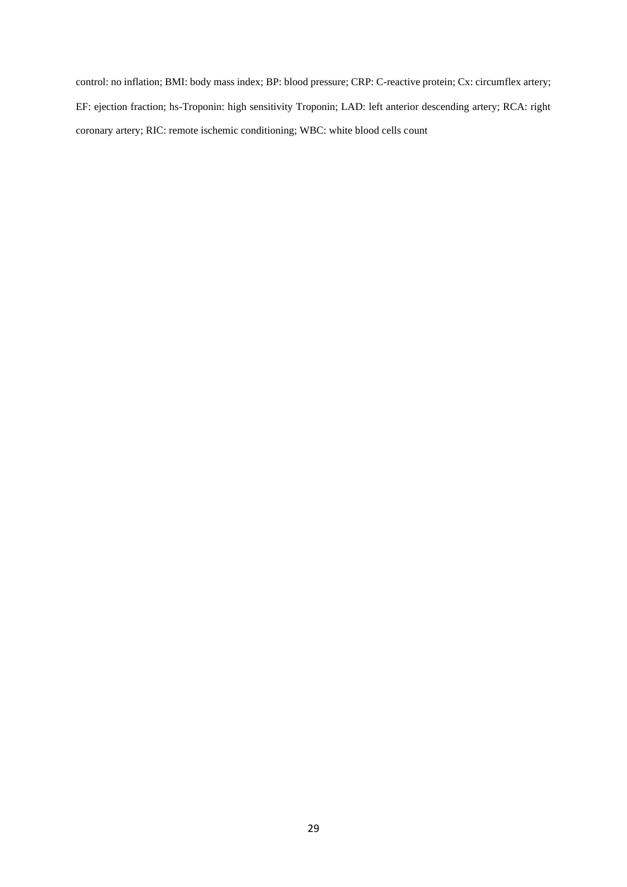control: no inflation; BMI: body mass index; BP: blood pressure; CRP: C-reactive protein; Cx: circumflex artery; EF: ejection fraction; hs-Troponin: high sensitivity Troponin; LAD: left anterior descending artery; RCA: right coronary artery; RIC: remote ischemic conditioning; WBC: white blood cells count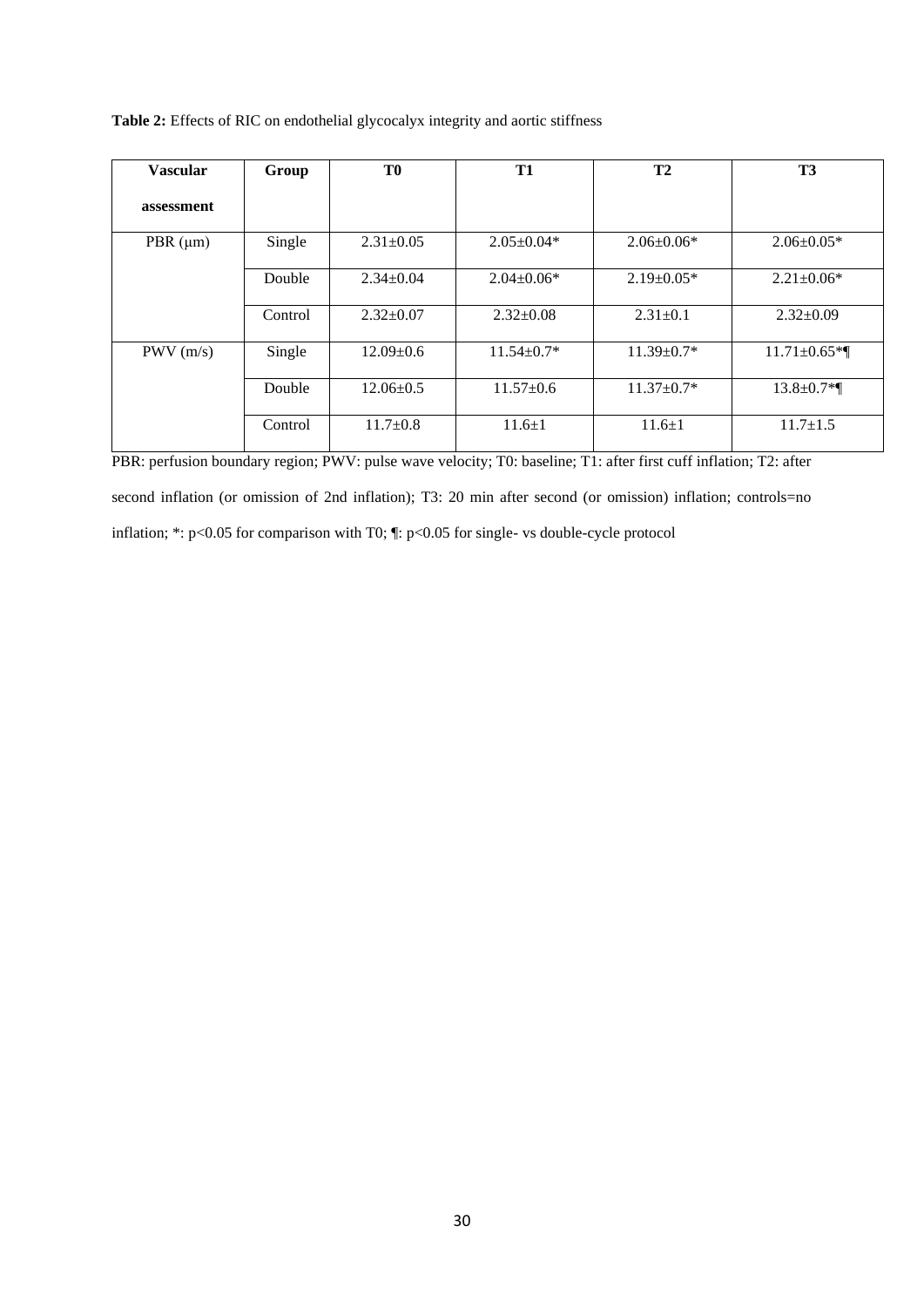**Table 2:** Effects of RIC on endothelial glycocalyx integrity and aortic stiffness

| Vascular assessment | Group | T0 | T1 | T2 | T3 |
|---|---|---|---|---|---|
| PBR (μm) | Single | 2.31±0.05 | 2.05±0.04* | 2.06±0.06* | 2.06±0.05* |
| | Double | 2.34±0.04 | 2.04±0.06* | 2.19±0.05* | 2.21±0.06* |
| | Control | 2.32±0.07 | 2.32±0.08 | 2.31±0.1 | 2.32±0.09 |
| PWV (m/s) | Single | 12.09±0.6 | 11.54±0.7* | 11.39±0.7* | 11.71±0.65*¶ |
| | Double | 12.06±0.5 | 11.57±0.6 | 11.37±0.7* | 13.8±0.7*¶ |
| | Control | 11.7±0.8 | 11.6±1 | 11.6±1 | 11.7±1.5 |

PBR: perfusion boundary region; PWV: pulse wave velocity; T0: baseline; T1: after first cuff inflation; T2: after second inflation (or omission of 2nd inflation); T3: 20 min after second (or omission) inflation; controls=no inflation; *: $p<0.05$ for comparison with T0; ¶: $p<0.05$ for single- vs double-cycle protocol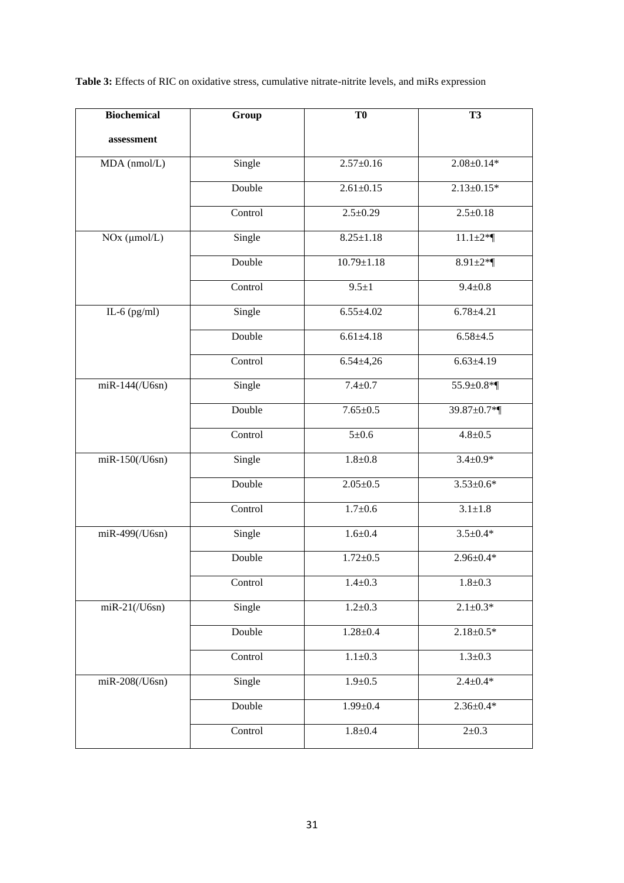**Table 3:** Effects of RIC on oxidative stress, cumulative nitrate-nitrite levels, and miRs expression

| Biochemical assessment | Group | T0 | T3 |
|---|---|---|---|
| MDA (nmol/L) | Single | 2.57±0.16 | 2.08±0.14* |
| | Double | 2.61±0.15 | 2.13±0.15* |
| | Control | 2.5±0.29 | 2.5±0.18 |
| NOx (μmol/L) | Single | 8.25±1.18 | 11.1±2*¶ |
| | Double | 10.79±1.18 | 8.91±2*¶ |
| | Control | 9.5±1 | 9.4±0.8 |
| IL-6 (pg/ml) | Single | 6.55±4.02 | 6.78±4.21 |
| | Double | 6.61±4.18 | 6.58±4.5 |
| | Control | 6.54±4,26 | 6.63±4.19 |
| miR-144(/U6sn) | Single | 7.4±0.7 | 55.9±0.8*¶ |
| | Double | 7.65±0.5 | 39.87±0.7*¶ |
| | Control | 5±0.6 | 4.8±0.5 |
| miR-150(/U6sn) | Single | 1.8±0.8 | 3.4±0.9* |
| | Double | 2.05±0.5 | 3.53±0.6* |
| | Control | 1.7±0.6 | 3.1±1.8 |
| miR-499(/U6sn) | Single | 1.6±0.4 | 3.5±0.4* |
| | Double | 1.72±0.5 | 2.96±0.4* |
| | Control | 1.4±0.3 | 1.8±0.3 |
| miR-21(/U6sn) | Single | 1.2±0.3 | 2.1±0.3* |
| | Double | 1.28±0.4 | 2.18±0.5* |
| | Control | 1.1±0.3 | 1.3±0.3 |
| miR-208(/U6sn) | Single | 1.9±0.5 | 2.4±0.4* |
| | Double | 1.99±0.4 | 2.36±0.4* |
| | Control | 1.8±0.4 | 2±0.3 |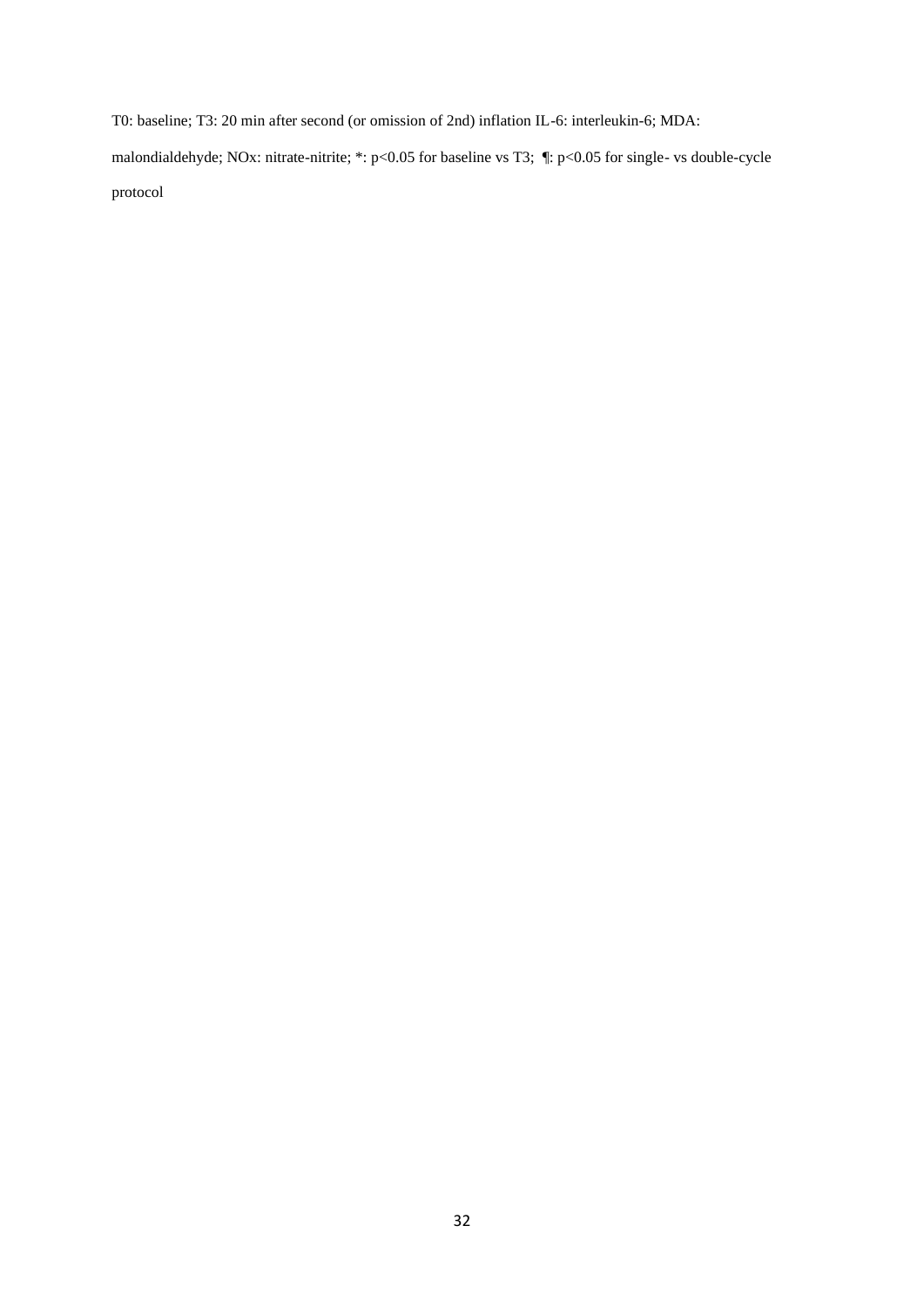T0: baseline; T3: 20 min after second (or omission of 2nd) inflation IL-6: interleukin-6; MDA: malondialdehyde; NOx: nitrate-nitrite; *: $p<0.05$ for baseline vs T3; ¶: $p<0.05$ for single- vs double-cycle protocol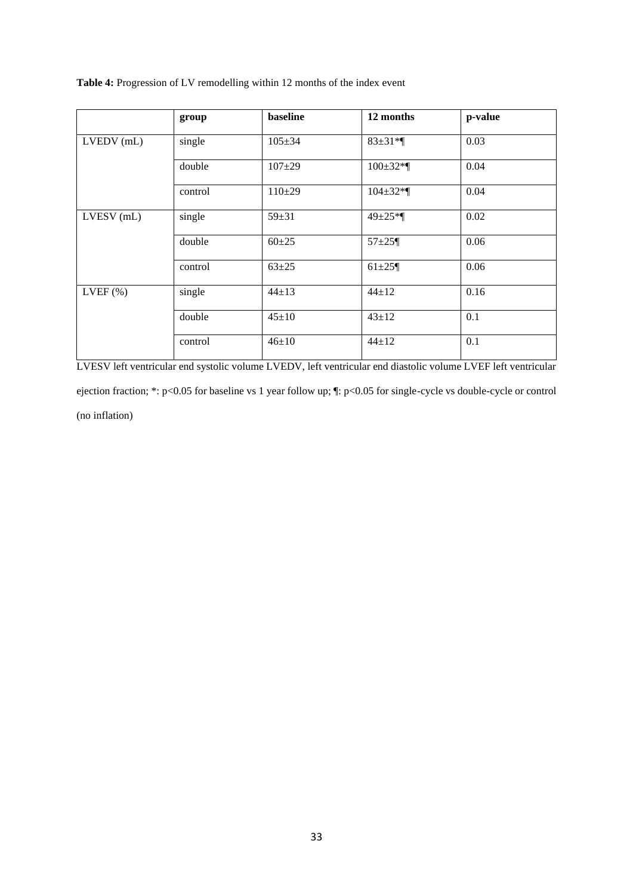**Table 4:** Progression of LV remodelling within 12 months of the index event

| | group | baseline | 12 months | p-value |
|---|---|---|---|---|
| LVEDV (mL) | single | 105±34 | 83±31*¶ | 0.03 |
| | double | 107±29 | 100±32*¶ | 0.04 |
| | control | 110±29 | 104±32*¶ | 0.04 |
| LVESV (mL) | single | 59±31 | 49±25*¶ | 0.02 |
| | double | 60±25 | 57±25¶ | 0.06 |
| | control | 63±25 | 61±25¶ | 0.06 |
| LVEF (%) | single | 44±13 | 44±12 | 0.16 |
| | double | 45±10 | 43±12 | 0.1 |
| | control | 46±10 | 44±12 | 0.1 |

LVESV left ventricular end systolic volume LVEDV, left ventricular end diastolic volume LVEF left ventricular ejection fraction; *: $p<0.05$ for baseline vs 1 year follow up; ¶: $p<0.05$ for single-cycle vs double-cycle or control (no inflation)